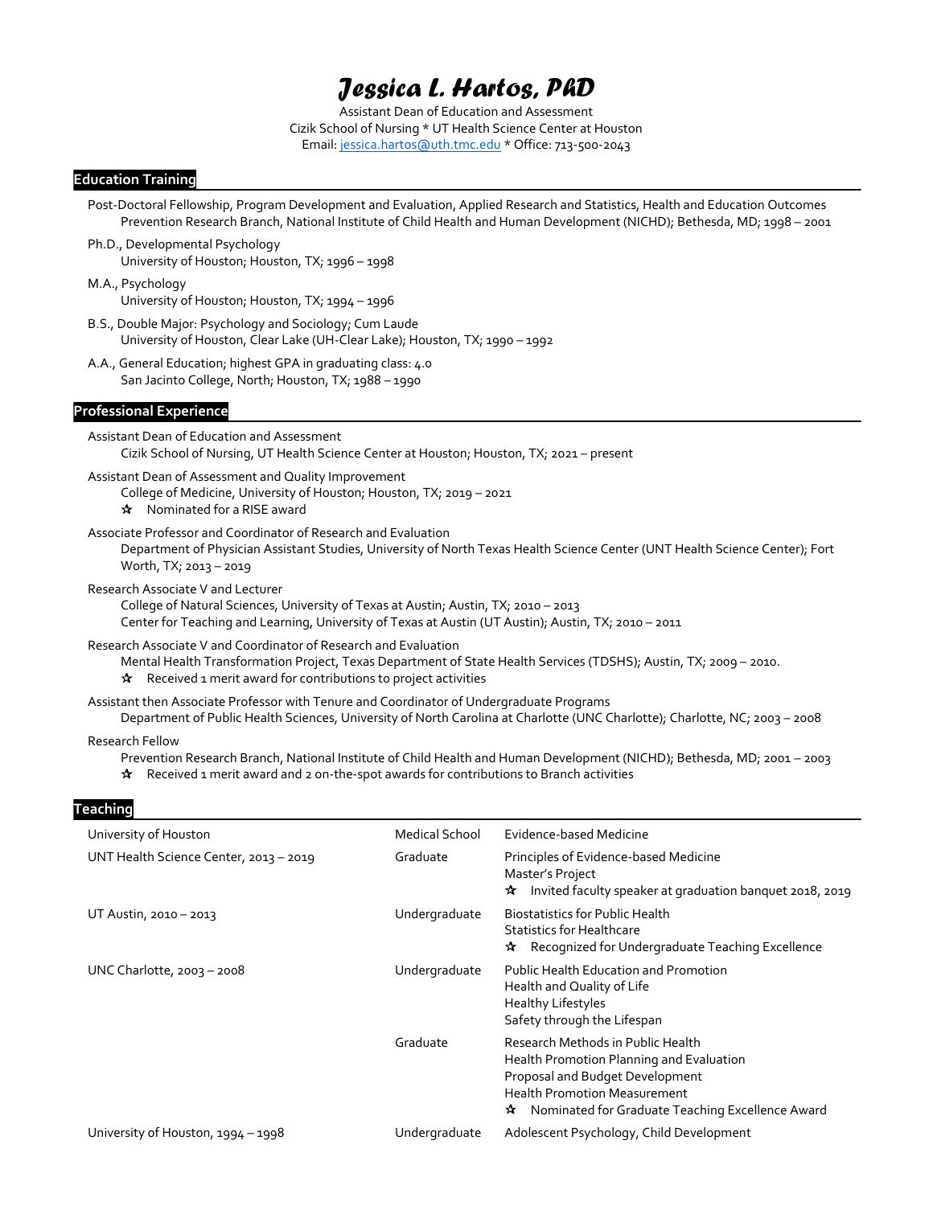# Jessica L. Hartos, PhD

Assistant Dean of Education and Assessment
Cizik School of Nursing * UT Health Science Center at Houston
Email: jessica.hartos@uth.tmc.edu * Office: 713-500-2043

## Education Training

Post-Doctoral Fellowship, Program Development and Evaluation, Applied Research and Statistics, Health and Education Outcomes
Prevention Research Branch, National Institute of Child Health and Human Development (NICHD); Bethesda, MD; 1998 – 2001

Ph.D., Developmental Psychology
University of Houston; Houston, TX; 1996 – 1998

M.A., Psychology
University of Houston; Houston, TX; 1994 – 1996

B.S., Double Major: Psychology and Sociology; Cum Laude
University of Houston, Clear Lake (UH-Clear Lake); Houston, TX; 1990 – 1992

A.A., General Education; highest GPA in graduating class: 4.0
San Jacinto College, North; Houston, TX; 1988 – 1990

## Professional Experience

Assistant Dean of Education and Assessment
Cizik School of Nursing, UT Health Science Center at Houston; Houston, TX; 2021 – present

Assistant Dean of Assessment and Quality Improvement
College of Medicine, University of Houston; Houston, TX; 2019 – 2021
- ☆ Nominated for a RISE award

Associate Professor and Coordinator of Research and Evaluation
Department of Physician Assistant Studies, University of North Texas Health Science Center (UNT Health Science Center); Fort Worth, TX; 2013 – 2019

Research Associate V and Lecturer
College of Natural Sciences, University of Texas at Austin; Austin, TX; 2010 – 2013
Center for Teaching and Learning, University of Texas at Austin (UT Austin); Austin, TX; 2010 – 2011

Research Associate V and Coordinator of Research and Evaluation
Mental Health Transformation Project, Texas Department of State Health Services (TDSHS); Austin, TX; 2009 – 2010.
- ☆ Received 1 merit award for contributions to project activities

Assistant then Associate Professor with Tenure and Coordinator of Undergraduate Programs
Department of Public Health Sciences, University of North Carolina at Charlotte (UNC Charlotte); Charlotte, NC; 2003 – 2008

Research Fellow
Prevention Research Branch, National Institute of Child Health and Human Development (NICHD); Bethesda, MD; 2001 – 2003
- ☆ Received 1 merit award and 2 on-the-spot awards for contributions to Branch activities

## Teaching

| | | |
|---|---|---|
| University of Houston | Medical School | Evidence-based Medicine |
| UNT Health Science Center, 2013 – 2019 | Graduate | Principles of Evidence-based Medicine<br>Master's Project<br>☆ Invited faculty speaker at graduation banquet 2018, 2019 |
| UT Austin, 2010 – 2013 | Undergraduate | Biostatistics for Public Health<br>Statistics for Healthcare<br>☆ Recognized for Undergraduate Teaching Excellence |
| UNC Charlotte, 2003 – 2008 | Undergraduate | Public Health Education and Promotion<br>Health and Quality of Life<br>Healthy Lifestyles<br>Safety through the Lifespan |
| | Graduate | Research Methods in Public Health<br>Health Promotion Planning and Evaluation<br>Proposal and Budget Development<br>Health Promotion Measurement<br>☆ Nominated for Graduate Teaching Excellence Award |
| University of Houston, 1994 – 1998 | Undergraduate | Adolescent Psychology, Child Development |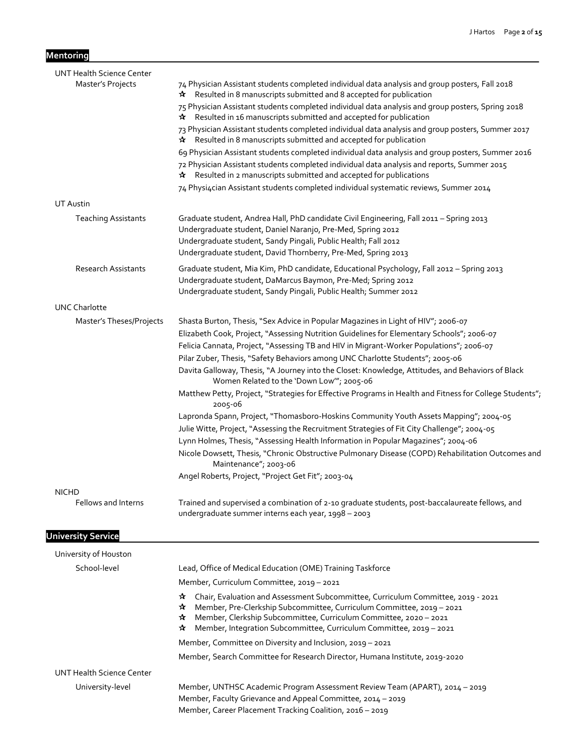## Mentoring

**UNT Health Science Center**

Master's Projects

- 74 Physician Assistant students completed individual data analysis and group posters, Fall 2018
  - ☆ Resulted in 8 manuscripts submitted and 8 accepted for publication
- 75 Physician Assistant students completed individual data analysis and group posters, Spring 2018
  - ☆ Resulted in 16 manuscripts submitted and accepted for publication
- 73 Physician Assistant students completed individual data analysis and group posters, Summer 2017
  - ☆ Resulted in 8 manuscripts submitted and accepted for publication
- 69 Physician Assistant students completed individual data analysis and group posters, Summer 2016
- 72 Physician Assistant students completed individual data analysis and reports, Summer 2015
  - ☆ Resulted in 2 manuscripts submitted and accepted for publications
- 74 Physi4cian Assistant students completed individual systematic reviews, Summer 2014

**UT Austin**

Teaching Assistants

- Graduate student, Andrea Hall, PhD candidate Civil Engineering, Fall 2011 – Spring 2013
- Undergraduate student, Daniel Naranjo, Pre-Med, Spring 2012
- Undergraduate student, Sandy Pingali, Public Health; Fall 2012
- Undergraduate student, David Thornberry, Pre-Med, Spring 2013

Research Assistants

- Graduate student, Mia Kim, PhD candidate, Educational Psychology, Fall 2012 – Spring 2013
- Undergraduate student, DaMarcus Baymon, Pre-Med; Spring 2012
- Undergraduate student, Sandy Pingali, Public Health; Summer 2012

**UNC Charlotte**

Master's Theses/Projects

- Shasta Burton, Thesis, "Sex Advice in Popular Magazines in Light of HIV"; 2006-07
- Elizabeth Cook, Project, "Assessing Nutrition Guidelines for Elementary Schools"; 2006-07
- Felicia Cannata, Project, "Assessing TB and HIV in Migrant-Worker Populations"; 2006-07
- Pilar Zuber, Thesis, "Safety Behaviors among UNC Charlotte Students"; 2005-06
- Davita Galloway, Thesis, "A Journey into the Closet: Knowledge, Attitudes, and Behaviors of Black Women Related to the 'Down Low'"; 2005-06
- Matthew Petty, Project, "Strategies for Effective Programs in Health and Fitness for College Students"; 2005-06
- Lapronda Spann, Project, "Thomasboro-Hoskins Community Youth Assets Mapping"; 2004-05
- Julie Witte, Project, "Assessing the Recruitment Strategies of Fit City Challenge"; 2004-05
- Lynn Holmes, Thesis, "Assessing Health Information in Popular Magazines"; 2004-06
- Nicole Dowsett, Thesis, "Chronic Obstructive Pulmonary Disease (COPD) Rehabilitation Outcomes and Maintenance"; 2003-06
- Angel Roberts, Project, "Project Get Fit"; 2003-04

**NICHD**

Fellows and Interns

- Trained and supervised a combination of 2-10 graduate students, post-baccalaureate fellows, and undergraduate summer interns each year, 1998 – 2003

## University Service

**University of Houston**

School-level

- Lead, Office of Medical Education (OME) Training Taskforce
- Member, Curriculum Committee, 2019 – 2021
  - ☆ Chair, Evaluation and Assessment Subcommittee, Curriculum Committee, 2019 - 2021
  - ☆ Member, Pre-Clerkship Subcommittee, Curriculum Committee, 2019 – 2021
  - ☆ Member, Clerkship Subcommittee, Curriculum Committee, 2020 – 2021
  - ☆ Member, Integration Subcommittee, Curriculum Committee, 2019 – 2021
- Member, Committee on Diversity and Inclusion, 2019 – 2021
- Member, Search Committee for Research Director, Humana Institute, 2019-2020

**UNT Health Science Center**

University-level

- Member, UNTHSC Academic Program Assessment Review Team (APART), 2014 – 2019
- Member, Faculty Grievance and Appeal Committee, 2014 – 2019
- Member, Career Placement Tracking Coalition, 2016 – 2019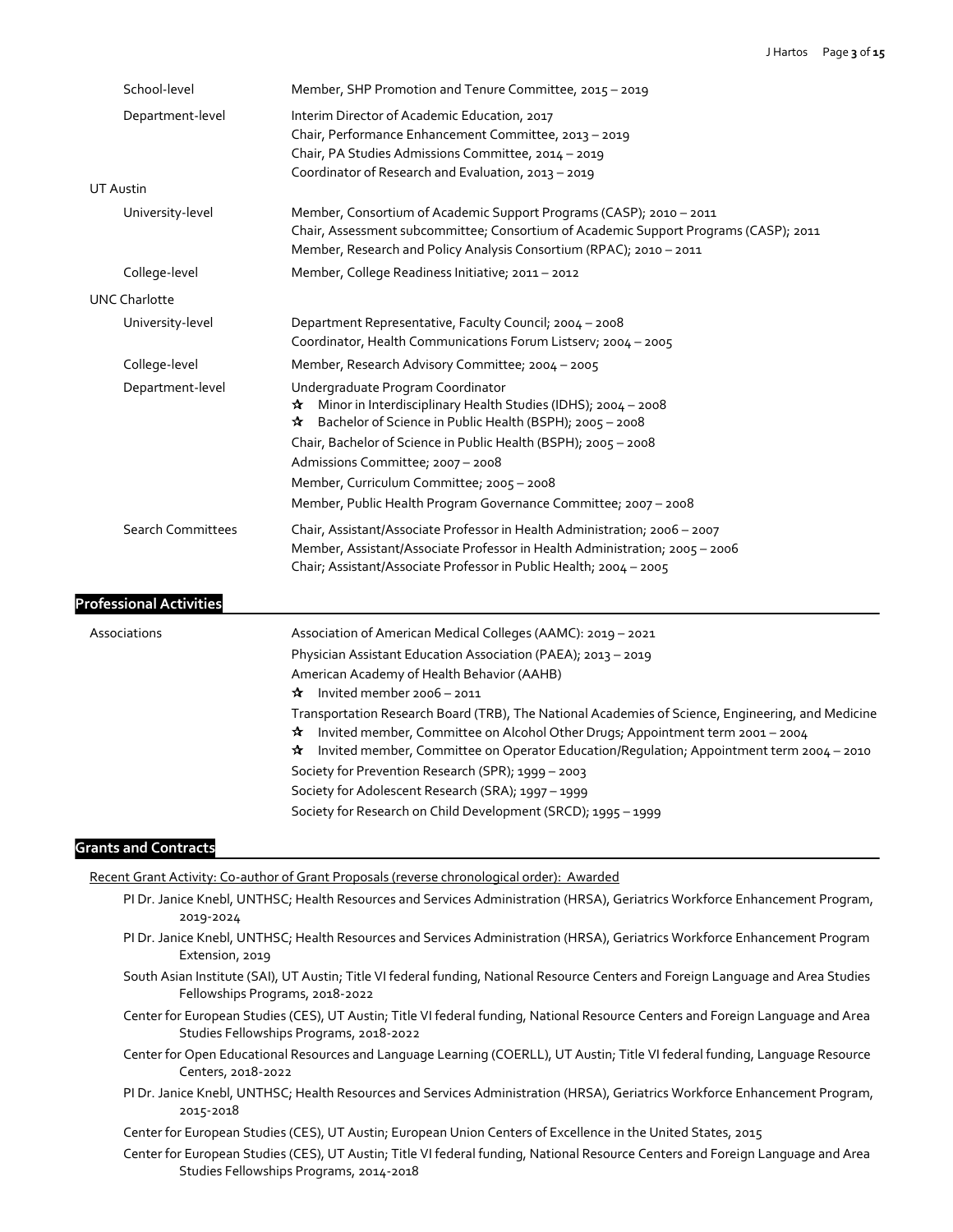School-level — Member, SHP Promotion and Tenure Committee, 2015 – 2019

Department-level — Interim Director of Academic Education, 2017
Chair, Performance Enhancement Committee, 2013 – 2019
Chair, PA Studies Admissions Committee, 2014 – 2019
Coordinator of Research and Evaluation, 2013 – 2019

UT Austin

University-level — Member, Consortium of Academic Support Programs (CASP); 2010 – 2011
Chair, Assessment subcommittee; Consortium of Academic Support Programs (CASP); 2011
Member, Research and Policy Analysis Consortium (RPAC); 2010 – 2011

College-level — Member, College Readiness Initiative; 2011 – 2012

UNC Charlotte

University-level — Department Representative, Faculty Council; 2004 – 2008
Coordinator, Health Communications Forum Listserv; 2004 – 2005

College-level — Member, Research Advisory Committee; 2004 – 2005

Department-level — Undergraduate Program Coordinator

- ☆ Minor in Interdisciplinary Health Studies (IDHS); 2004 – 2008
- ☆ Bachelor of Science in Public Health (BSPH); 2005 – 2008

Chair, Bachelor of Science in Public Health (BSPH); 2005 – 2008
Admissions Committee; 2007 – 2008
Member, Curriculum Committee; 2005 – 2008
Member, Public Health Program Governance Committee; 2007 – 2008

Search Committees — Chair, Assistant/Associate Professor in Health Administration; 2006 – 2007
Member, Assistant/Associate Professor in Health Administration; 2005 – 2006
Chair; Assistant/Associate Professor in Public Health; 2004 – 2005

## Professional Activities

Associations — Association of American Medical Colleges (AAMC): 2019 – 2021
Physician Assistant Education Association (PAEA); 2013 – 2019
American Academy of Health Behavior (AAHB)

- ☆ Invited member 2006 – 2011

Transportation Research Board (TRB), The National Academies of Science, Engineering, and Medicine

- ☆ Invited member, Committee on Alcohol Other Drugs; Appointment term 2001 – 2004
- ☆ Invited member, Committee on Operator Education/Regulation; Appointment term 2004 – 2010

Society for Prevention Research (SPR); 1999 – 2003
Society for Adolescent Research (SRA); 1997 – 1999
Society for Research on Child Development (SRCD); 1995 – 1999

## Grants and Contracts

Recent Grant Activity: Co-author of Grant Proposals (reverse chronological order): Awarded

PI Dr. Janice Knebl, UNTHSC; Health Resources and Services Administration (HRSA), Geriatrics Workforce Enhancement Program, 2019-2024

PI Dr. Janice Knebl, UNTHSC; Health Resources and Services Administration (HRSA), Geriatrics Workforce Enhancement Program Extension, 2019

South Asian Institute (SAI), UT Austin; Title VI federal funding, National Resource Centers and Foreign Language and Area Studies Fellowships Programs, 2018-2022

Center for European Studies (CES), UT Austin; Title VI federal funding, National Resource Centers and Foreign Language and Area Studies Fellowships Programs, 2018-2022

Center for Open Educational Resources and Language Learning (COERLL), UT Austin; Title VI federal funding, Language Resource Centers, 2018-2022

PI Dr. Janice Knebl, UNTHSC; Health Resources and Services Administration (HRSA), Geriatrics Workforce Enhancement Program, 2015-2018

Center for European Studies (CES), UT Austin; European Union Centers of Excellence in the United States, 2015

Center for European Studies (CES), UT Austin; Title VI federal funding, National Resource Centers and Foreign Language and Area Studies Fellowships Programs, 2014-2018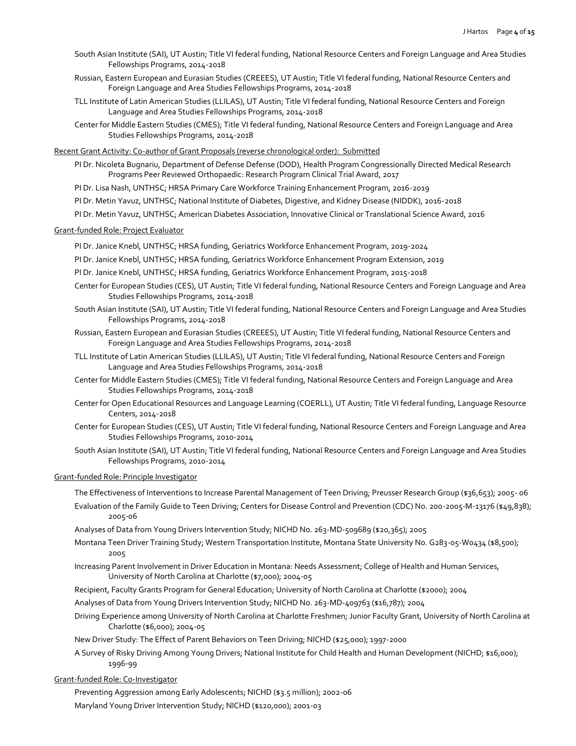South Asian Institute (SAI), UT Austin; Title VI federal funding, National Resource Centers and Foreign Language and Area Studies Fellowships Programs, 2014-2018

Russian, Eastern European and Eurasian Studies (CREEES), UT Austin; Title VI federal funding, National Resource Centers and Foreign Language and Area Studies Fellowships Programs, 2014-2018

TLL Institute of Latin American Studies (LLILAS), UT Austin; Title VI federal funding, National Resource Centers and Foreign Language and Area Studies Fellowships Programs, 2014-2018

Center for Middle Eastern Studies (CMES); Title VI federal funding, National Resource Centers and Foreign Language and Area Studies Fellowships Programs, 2014-2018

Recent Grant Activity: Co-author of Grant Proposals (reverse chronological order): Submitted

PI Dr. Nicoleta Bugnariu, Department of Defense Defense (DOD), Health Program Congressionally Directed Medical Research Programs Peer Reviewed Orthopaedic: Research Program Clinical Trial Award, 2017

PI Dr. Lisa Nash, UNTHSC; HRSA Primary Care Workforce Training Enhancement Program, 2016-2019

PI Dr. Metin Yavuz, UNTHSC; National Institute of Diabetes, Digestive, and Kidney Disease (NIDDK), 2016-2018

PI Dr. Metin Yavuz, UNTHSC; American Diabetes Association, Innovative Clinical or Translational Science Award, 2016

Grant-funded Role: Project Evaluator

PI Dr. Janice Knebl, UNTHSC; HRSA funding, Geriatrics Workforce Enhancement Program, 2019-2024

PI Dr. Janice Knebl, UNTHSC; HRSA funding, Geriatrics Workforce Enhancement Program Extension, 2019

PI Dr. Janice Knebl, UNTHSC; HRSA funding, Geriatrics Workforce Enhancement Program, 2015-2018

Center for European Studies (CES), UT Austin; Title VI federal funding, National Resource Centers and Foreign Language and Area Studies Fellowships Programs, 2014-2018

South Asian Institute (SAI), UT Austin; Title VI federal funding, National Resource Centers and Foreign Language and Area Studies Fellowships Programs, 2014-2018

Russian, Eastern European and Eurasian Studies (CREEES), UT Austin; Title VI federal funding, National Resource Centers and Foreign Language and Area Studies Fellowships Programs, 2014-2018

TLL Institute of Latin American Studies (LLILAS), UT Austin; Title VI federal funding, National Resource Centers and Foreign Language and Area Studies Fellowships Programs, 2014-2018

Center for Middle Eastern Studies (CMES); Title VI federal funding, National Resource Centers and Foreign Language and Area Studies Fellowships Programs, 2014-2018

Center for Open Educational Resources and Language Learning (COERLL), UT Austin; Title VI federal funding, Language Resource Centers, 2014-2018

Center for European Studies (CES), UT Austin; Title VI federal funding, National Resource Centers and Foreign Language and Area Studies Fellowships Programs, 2010-2014

South Asian Institute (SAI), UT Austin; Title VI federal funding, National Resource Centers and Foreign Language and Area Studies Fellowships Programs, 2010-2014

Grant-funded Role: Principle Investigator

The Effectiveness of Interventions to Increase Parental Management of Teen Driving; Preusser Research Group ($36,653); 2005- 06

Evaluation of the Family Guide to Teen Driving; Centers for Disease Control and Prevention (CDC) No. 200-2005-M-13176 ($49,838); 2005-06

Analyses of Data from Young Drivers Intervention Study; NICHD No. 263-MD-509689 ($20,365); 2005

Montana Teen Driver Training Study; Western Transportation Institute, Montana State University No. G283-05-W0434 ($8,500); 2005

Increasing Parent Involvement in Driver Education in Montana: Needs Assessment; College of Health and Human Services, University of North Carolina at Charlotte ($7,000); 2004-05

Recipient, Faculty Grants Program for General Education; University of North Carolina at Charlotte ($2000); 2004

Analyses of Data from Young Drivers Intervention Study; NICHD No. 263-MD-409763 ($16,787); 2004

Driving Experience among University of North Carolina at Charlotte Freshmen; Junior Faculty Grant, University of North Carolina at Charlotte ($6,000); 2004-05

New Driver Study: The Effect of Parent Behaviors on Teen Driving; NICHD ($25,000); 1997-2000

A Survey of Risky Driving Among Young Drivers; National Institute for Child Health and Human Development (NICHD; $16,000); 1996-99

Grant-funded Role: Co-Investigator

Preventing Aggression among Early Adolescents; NICHD ($3.5 million); 2002-06

Maryland Young Driver Intervention Study; NICHD ($120,000); 2001-03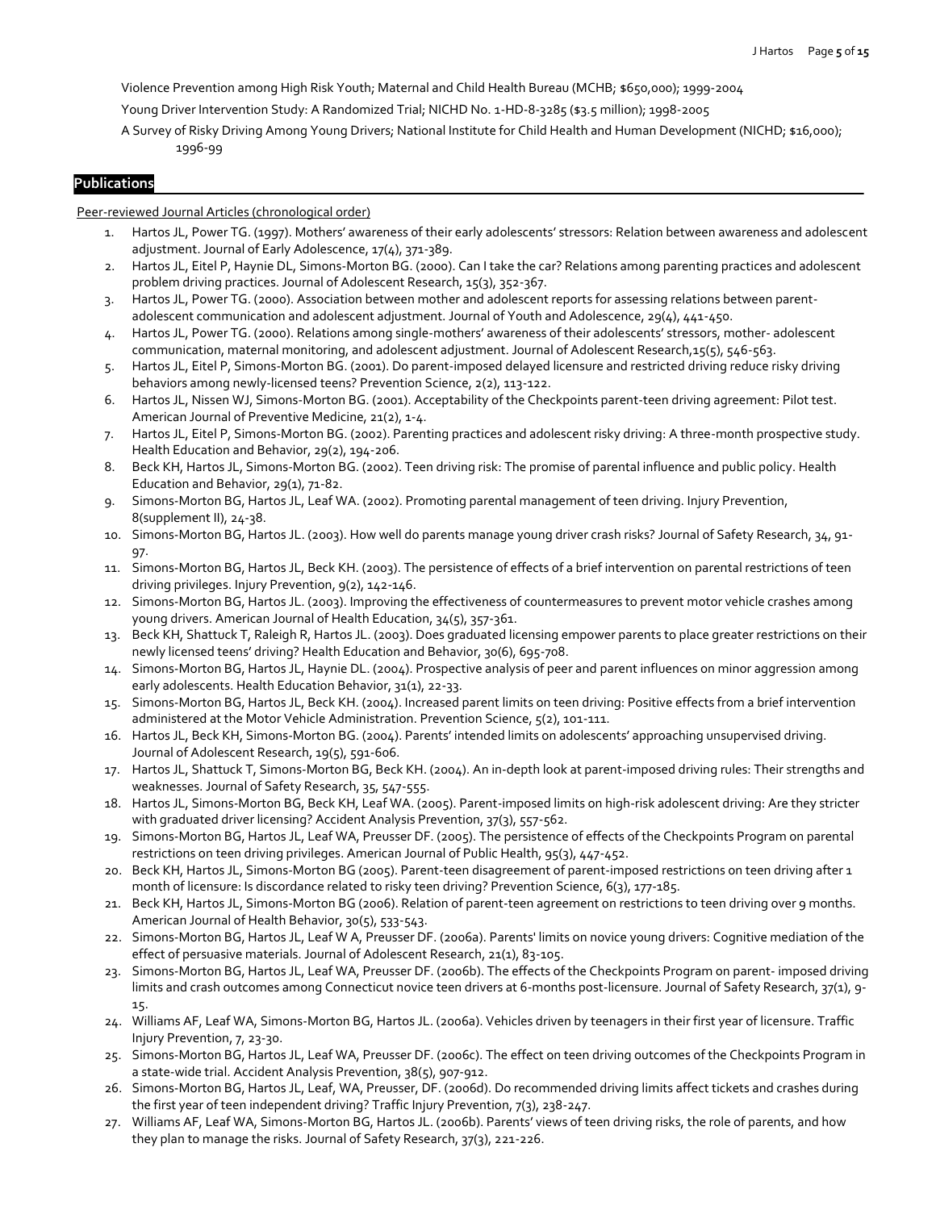Violence Prevention among High Risk Youth; Maternal and Child Health Bureau (MCHB; $650,000); 1999-2004

Young Driver Intervention Study: A Randomized Trial; NICHD No. 1-HD-8-3285 ($3.5 million); 1998-2005

A Survey of Risky Driving Among Young Drivers; National Institute for Child Health and Human Development (NICHD; $16,000); 1996-99

## Publications

Peer-reviewed Journal Articles (chronological order)

1. Hartos JL, Power TG. (1997). Mothers' awareness of their early adolescents' stressors: Relation between awareness and adolescent adjustment. Journal of Early Adolescence, 17(4), 371-389.
2. Hartos JL, Eitel P, Haynie DL, Simons-Morton BG. (2000). Can I take the car? Relations among parenting practices and adolescent problem driving practices. Journal of Adolescent Research, 15(3), 352-367.
3. Hartos JL, Power TG. (2000). Association between mother and adolescent reports for assessing relations between parent-adolescent communication and adolescent adjustment. Journal of Youth and Adolescence, 29(4), 441-450.
4. Hartos JL, Power TG. (2000). Relations among single-mothers' awareness of their adolescents' stressors, mother- adolescent communication, maternal monitoring, and adolescent adjustment. Journal of Adolescent Research,15(5), 546-563.
5. Hartos JL, Eitel P, Simons-Morton BG. (2001). Do parent-imposed delayed licensure and restricted driving reduce risky driving behaviors among newly-licensed teens? Prevention Science, 2(2), 113-122.
6. Hartos JL, Nissen WJ, Simons-Morton BG. (2001). Acceptability of the Checkpoints parent-teen driving agreement: Pilot test. American Journal of Preventive Medicine, 21(2), 1-4.
7. Hartos JL, Eitel P, Simons-Morton BG. (2002). Parenting practices and adolescent risky driving: A three-month prospective study. Health Education and Behavior, 29(2), 194-206.
8. Beck KH, Hartos JL, Simons-Morton BG. (2002). Teen driving risk: The promise of parental influence and public policy. Health Education and Behavior, 29(1), 71-82.
9. Simons-Morton BG, Hartos JL, Leaf WA. (2002). Promoting parental management of teen driving. Injury Prevention, 8(supplement II), 24-38.
10. Simons-Morton BG, Hartos JL. (2003). How well do parents manage young driver crash risks? Journal of Safety Research, 34, 91-97.
11. Simons-Morton BG, Hartos JL, Beck KH. (2003). The persistence of effects of a brief intervention on parental restrictions of teen driving privileges. Injury Prevention, 9(2), 142-146.
12. Simons-Morton BG, Hartos JL. (2003). Improving the effectiveness of countermeasures to prevent motor vehicle crashes among young drivers. American Journal of Health Education, 34(5), 357-361.
13. Beck KH, Shattuck T, Raleigh R, Hartos JL. (2003). Does graduated licensing empower parents to place greater restrictions on their newly licensed teens' driving? Health Education and Behavior, 30(6), 695-708.
14. Simons-Morton BG, Hartos JL, Haynie DL. (2004). Prospective analysis of peer and parent influences on minor aggression among early adolescents. Health Education Behavior, 31(1), 22-33.
15. Simons-Morton BG, Hartos JL, Beck KH. (2004). Increased parent limits on teen driving: Positive effects from a brief intervention administered at the Motor Vehicle Administration. Prevention Science, 5(2), 101-111.
16. Hartos JL, Beck KH, Simons-Morton BG. (2004). Parents' intended limits on adolescents' approaching unsupervised driving. Journal of Adolescent Research, 19(5), 591-606.
17. Hartos JL, Shattuck T, Simons-Morton BG, Beck KH. (2004). An in-depth look at parent-imposed driving rules: Their strengths and weaknesses. Journal of Safety Research, 35, 547-555.
18. Hartos JL, Simons-Morton BG, Beck KH, Leaf WA. (2005). Parent-imposed limits on high-risk adolescent driving: Are they stricter with graduated driver licensing? Accident Analysis Prevention, 37(3), 557-562.
19. Simons-Morton BG, Hartos JL, Leaf WA, Preusser DF. (2005). The persistence of effects of the Checkpoints Program on parental restrictions on teen driving privileges. American Journal of Public Health, 95(3), 447-452.
20. Beck KH, Hartos JL, Simons-Morton BG (2005). Parent-teen disagreement of parent-imposed restrictions on teen driving after 1 month of licensure: Is discordance related to risky teen driving? Prevention Science, 6(3), 177-185.
21. Beck KH, Hartos JL, Simons-Morton BG (2006). Relation of parent-teen agreement on restrictions to teen driving over 9 months. American Journal of Health Behavior, 30(5), 533-543.
22. Simons-Morton BG, Hartos JL, Leaf W A, Preusser DF. (2006a). Parents' limits on novice young drivers: Cognitive mediation of the effect of persuasive materials. Journal of Adolescent Research, 21(1), 83-105.
23. Simons-Morton BG, Hartos JL, Leaf WA, Preusser DF. (2006b). The effects of the Checkpoints Program on parent- imposed driving limits and crash outcomes among Connecticut novice teen drivers at 6-months post-licensure. Journal of Safety Research, 37(1), 9-15.
24. Williams AF, Leaf WA, Simons-Morton BG, Hartos JL. (2006a). Vehicles driven by teenagers in their first year of licensure. Traffic Injury Prevention, 7, 23-30.
25. Simons-Morton BG, Hartos JL, Leaf WA, Preusser DF. (2006c). The effect on teen driving outcomes of the Checkpoints Program in a state-wide trial. Accident Analysis Prevention, 38(5), 907-912.
26. Simons-Morton BG, Hartos JL, Leaf, WA, Preusser, DF. (2006d). Do recommended driving limits affect tickets and crashes during the first year of teen independent driving? Traffic Injury Prevention, 7(3), 238-247.
27. Williams AF, Leaf WA, Simons-Morton BG, Hartos JL. (2006b). Parents' views of teen driving risks, the role of parents, and how they plan to manage the risks. Journal of Safety Research, 37(3), 221-226.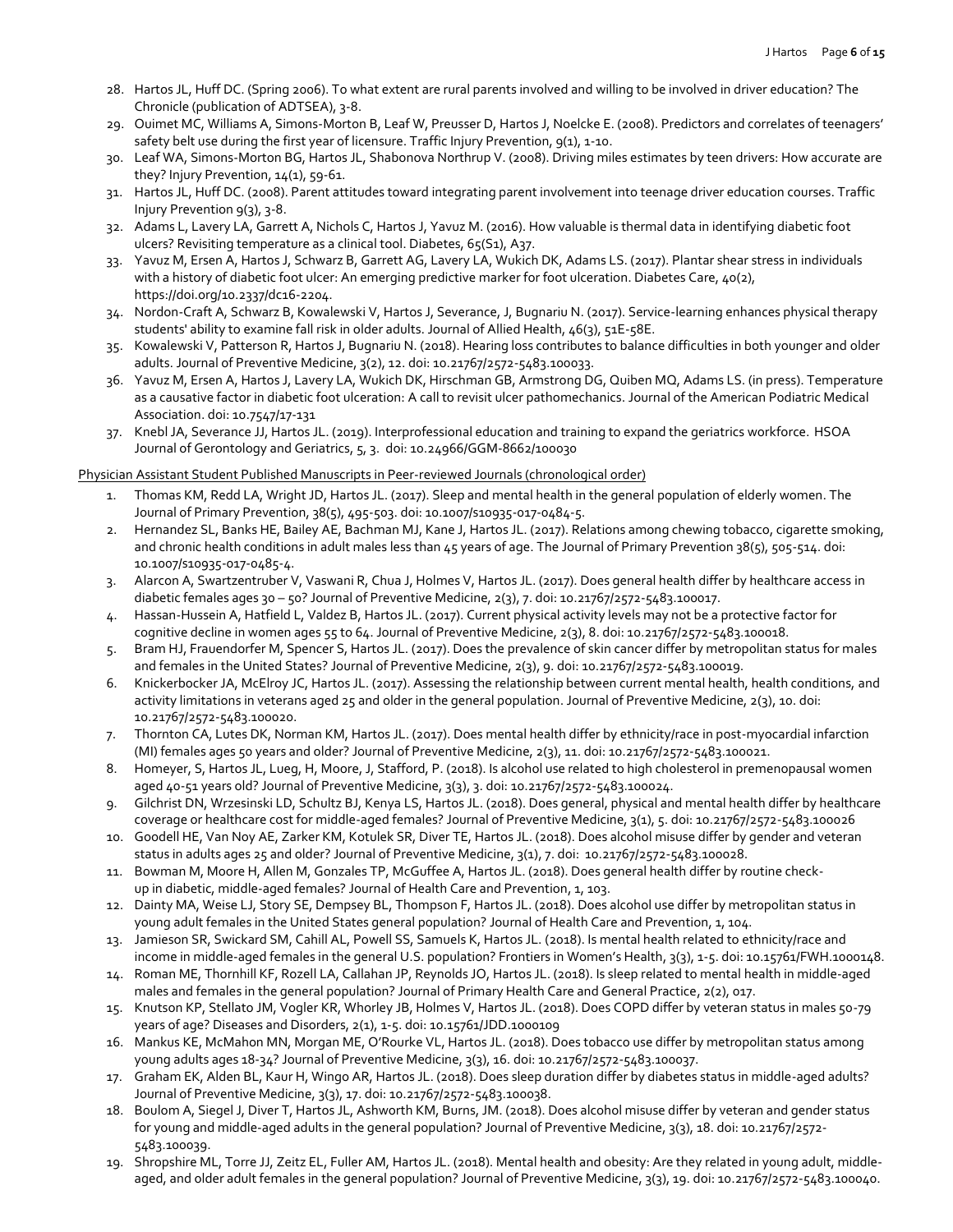28. Hartos JL, Huff DC. (Spring 2006). To what extent are rural parents involved and willing to be involved in driver education? The Chronicle (publication of ADTSEA), 3-8.
29. Ouimet MC, Williams A, Simons-Morton B, Leaf W, Preusser D, Hartos J, Noelcke E. (2008). Predictors and correlates of teenagers' safety belt use during the first year of licensure. Traffic Injury Prevention, 9(1), 1-10.
30. Leaf WA, Simons-Morton BG, Hartos JL, Shabonova Northrup V. (2008). Driving miles estimates by teen drivers: How accurate are they? Injury Prevention, 14(1), 59-61.
31. Hartos JL, Huff DC. (2008). Parent attitudes toward integrating parent involvement into teenage driver education courses. Traffic Injury Prevention 9(3), 3-8.
32. Adams L, Lavery LA, Garrett A, Nichols C, Hartos J, Yavuz M. (2016). How valuable is thermal data in identifying diabetic foot ulcers? Revisiting temperature as a clinical tool. Diabetes, 65(S1), A37.
33. Yavuz M, Ersen A, Hartos J, Schwarz B, Garrett AG, Lavery LA, Wukich DK, Adams LS. (2017). Plantar shear stress in individuals with a history of diabetic foot ulcer: An emerging predictive marker for foot ulceration. Diabetes Care, 40(2), https://doi.org/10.2337/dc16-2204.
34. Nordon-Craft A, Schwarz B, Kowalewski V, Hartos J, Severance, J, Bugnariu N. (2017). Service-learning enhances physical therapy students' ability to examine fall risk in older adults. Journal of Allied Health, 46(3), 51E-58E.
35. Kowalewski V, Patterson R, Hartos J, Bugnariu N. (2018). Hearing loss contributes to balance difficulties in both younger and older adults. Journal of Preventive Medicine, 3(2), 12. doi: 10.21767/2572-5483.100033.
36. Yavuz M, Ersen A, Hartos J, Lavery LA, Wukich DK, Hirschman GB, Armstrong DG, Quiben MQ, Adams LS. (in press). Temperature as a causative factor in diabetic foot ulceration: A call to revisit ulcer pathomechanics. Journal of the American Podiatric Medical Association. doi: 10.7547/17-131
37. Knebl JA, Severance JJ, Hartos JL. (2019). Interprofessional education and training to expand the geriatrics workforce. HSOA Journal of Gerontology and Geriatrics, 5, 3. doi: 10.24966/GGM-8662/100030

Physician Assistant Student Published Manuscripts in Peer-reviewed Journals (chronological order)

1. Thomas KM, Redd LA, Wright JD, Hartos JL. (2017). Sleep and mental health in the general population of elderly women. The Journal of Primary Prevention, 38(5), 495-503. doi: 10.1007/s10935-017-0484-5.
2. Hernandez SL, Banks HE, Bailey AE, Bachman MJ, Kane J, Hartos JL. (2017). Relations among chewing tobacco, cigarette smoking, and chronic health conditions in adult males less than 45 years of age. The Journal of Primary Prevention 38(5), 505-514. doi: 10.1007/s10935-017-0485-4.
3. Alarcon A, Swartzentruber V, Vaswani R, Chua J, Holmes V, Hartos JL. (2017). Does general health differ by healthcare access in diabetic females ages 30 – 50? Journal of Preventive Medicine, 2(3), 7. doi: 10.21767/2572-5483.100017.
4. Hassan-Hussein A, Hatfield L, Valdez B, Hartos JL. (2017). Current physical activity levels may not be a protective factor for cognitive decline in women ages 55 to 64. Journal of Preventive Medicine, 2(3), 8. doi: 10.21767/2572-5483.100018.
5. Bram HJ, Frauendorfer M, Spencer S, Hartos JL. (2017). Does the prevalence of skin cancer differ by metropolitan status for males and females in the United States? Journal of Preventive Medicine, 2(3), 9. doi: 10.21767/2572-5483.100019.
6. Knickerbocker JA, McElroy JC, Hartos JL. (2017). Assessing the relationship between current mental health, health conditions, and activity limitations in veterans aged 25 and older in the general population. Journal of Preventive Medicine, 2(3), 10. doi: 10.21767/2572-5483.100020.
7. Thornton CA, Lutes DK, Norman KM, Hartos JL. (2017). Does mental health differ by ethnicity/race in post-myocardial infarction (MI) females ages 50 years and older? Journal of Preventive Medicine, 2(3), 11. doi: 10.21767/2572-5483.100021.
8. Homeyer, S, Hartos JL, Lueg, H, Moore, J, Stafford, P. (2018). Is alcohol use related to high cholesterol in premenopausal women aged 40-51 years old? Journal of Preventive Medicine, 3(3), 3. doi: 10.21767/2572-5483.100024.
9. Gilchrist DN, Wrzesinski LD, Schultz BJ, Kenya LS, Hartos JL. (2018). Does general, physical and mental health differ by healthcare coverage or healthcare cost for middle-aged females? Journal of Preventive Medicine, 3(1), 5. doi: 10.21767/2572-5483.100026
10. Goodell HE, Van Noy AE, Zarker KM, Kotulek SR, Diver TE, Hartos JL. (2018). Does alcohol misuse differ by gender and veteran status in adults ages 25 and older? Journal of Preventive Medicine, 3(1), 7. doi: 10.21767/2572-5483.100028.
11. Bowman M, Moore H, Allen M, Gonzales TP, McGuffee A, Hartos JL. (2018). Does general health differ by routine check-up in diabetic, middle-aged females? Journal of Health Care and Prevention, 1, 103.
12. Dainty MA, Weise LJ, Story SE, Dempsey BL, Thompson F, Hartos JL. (2018). Does alcohol use differ by metropolitan status in young adult females in the United States general population? Journal of Health Care and Prevention, 1, 104.
13. Jamieson SR, Swickard SM, Cahill AL, Powell SS, Samuels K, Hartos JL. (2018). Is mental health related to ethnicity/race and income in middle-aged females in the general U.S. population? Frontiers in Women's Health, 3(3), 1-5. doi: 10.15761/FWH.1000148.
14. Roman ME, Thornhill KF, Rozell LA, Callahan JP, Reynolds JO, Hartos JL. (2018). Is sleep related to mental health in middle-aged males and females in the general population? Journal of Primary Health Care and General Practice, 2(2), 017.
15. Knutson KP, Stellato JM, Vogler KR, Whorley JB, Holmes V, Hartos JL. (2018). Does COPD differ by veteran status in males 50-79 years of age? Diseases and Disorders, 2(1), 1-5. doi: 10.15761/JDD.1000109
16. Mankus KE, McMahon MN, Morgan ME, O'Rourke VL, Hartos JL. (2018). Does tobacco use differ by metropolitan status among young adults ages 18-34? Journal of Preventive Medicine, 3(3), 16. doi: 10.21767/2572-5483.100037.
17. Graham EK, Alden BL, Kaur H, Wingo AR, Hartos JL. (2018). Does sleep duration differ by diabetes status in middle-aged adults? Journal of Preventive Medicine, 3(3), 17. doi: 10.21767/2572-5483.100038.
18. Boulom A, Siegel J, Diver T, Hartos JL, Ashworth KM, Burns, JM. (2018). Does alcohol misuse differ by veteran and gender status for young and middle-aged adults in the general population? Journal of Preventive Medicine, 3(3), 18. doi: 10.21767/2572-5483.100039.
19. Shropshire ML, Torre JJ, Zeitz EL, Fuller AM, Hartos JL. (2018). Mental health and obesity: Are they related in young adult, middle-aged, and older adult females in the general population? Journal of Preventive Medicine, 3(3), 19. doi: 10.21767/2572-5483.100040.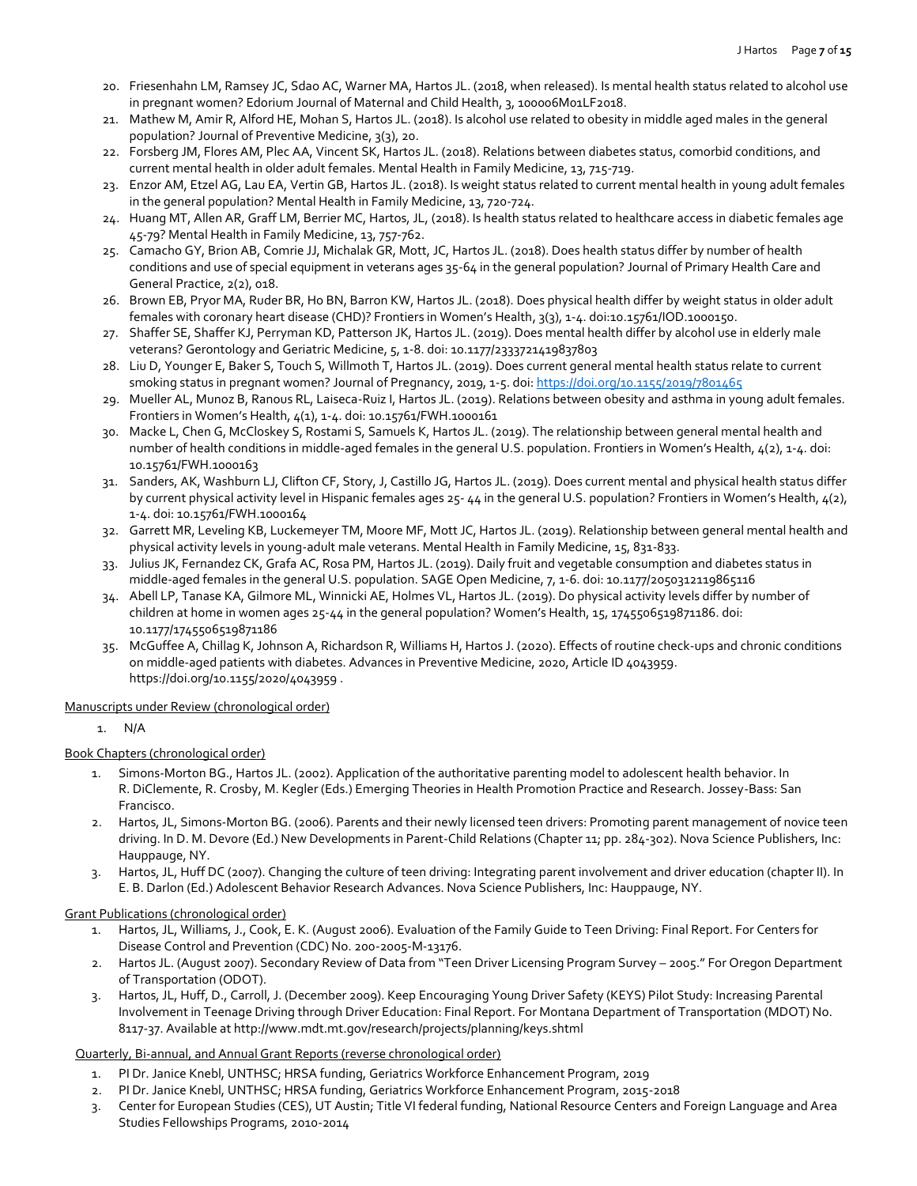20. Friesenhahn LM, Ramsey JC, Sdao AC, Warner MA, Hartos JL. (2018, when released). Is mental health status related to alcohol use in pregnant women? Edorium Journal of Maternal and Child Health, 3, 100006M01LF2018.
21. Mathew M, Amir R, Alford HE, Mohan S, Hartos JL. (2018). Is alcohol use related to obesity in middle aged males in the general population? Journal of Preventive Medicine, 3(3), 20.
22. Forsberg JM, Flores AM, Plec AA, Vincent SK, Hartos JL. (2018). Relations between diabetes status, comorbid conditions, and current mental health in older adult females. Mental Health in Family Medicine, 13, 715-719.
23. Enzor AM, Etzel AG, Lau EA, Vertin GB, Hartos JL. (2018). Is weight status related to current mental health in young adult females in the general population? Mental Health in Family Medicine, 13, 720-724.
24. Huang MT, Allen AR, Graff LM, Berrier MC, Hartos, JL, (2018). Is health status related to healthcare access in diabetic females age 45-79? Mental Health in Family Medicine, 13, 757-762.
25. Camacho GY, Brion AB, Comrie JJ, Michalak GR, Mott, JC, Hartos JL. (2018). Does health status differ by number of health conditions and use of special equipment in veterans ages 35-64 in the general population? Journal of Primary Health Care and General Practice, 2(2), 018.
26. Brown EB, Pryor MA, Ruder BR, Ho BN, Barron KW, Hartos JL. (2018). Does physical health differ by weight status in older adult females with coronary heart disease (CHD)? Frontiers in Women's Health, 3(3), 1-4. doi:10.15761/IOD.1000150.
27. Shaffer SE, Shaffer KJ, Perryman KD, Patterson JK, Hartos JL. (2019). Does mental health differ by alcohol use in elderly male veterans? Gerontology and Geriatric Medicine, 5, 1-8. doi: 10.1177/2333721419837803
28. Liu D, Younger E, Baker S, Touch S, Willmoth T, Hartos JL. (2019). Does current general mental health status relate to current smoking status in pregnant women? Journal of Pregnancy, 2019, 1-5. doi: https://doi.org/10.1155/2019/7801465
29. Mueller AL, Munoz B, Ranous RL, Laiseca-Ruiz I, Hartos JL. (2019). Relations between obesity and asthma in young adult females. Frontiers in Women's Health, 4(1), 1-4. doi: 10.15761/FWH.1000161
30. Macke L, Chen G, McCloskey S, Rostami S, Samuels K, Hartos JL. (2019). The relationship between general mental health and number of health conditions in middle-aged females in the general U.S. population. Frontiers in Women's Health, 4(2), 1-4. doi: 10.15761/FWH.1000163
31. Sanders, AK, Washburn LJ, Clifton CF, Story, J, Castillo JG, Hartos JL. (2019). Does current mental and physical health status differ by current physical activity level in Hispanic females ages 25- 44 in the general U.S. population? Frontiers in Women's Health, 4(2), 1-4. doi: 10.15761/FWH.1000164
32. Garrett MR, Leveling KB, Luckemeyer TM, Moore MF, Mott JC, Hartos JL. (2019). Relationship between general mental health and physical activity levels in young-adult male veterans. Mental Health in Family Medicine, 15, 831-833.
33. Julius JK, Fernandez CK, Grafa AC, Rosa PM, Hartos JL. (2019). Daily fruit and vegetable consumption and diabetes status in middle-aged females in the general U.S. population. SAGE Open Medicine, 7, 1-6. doi: 10.1177/2050312119865116
34. Abell LP, Tanase KA, Gilmore ML, Winnicki AE, Holmes VL, Hartos JL. (2019). Do physical activity levels differ by number of children at home in women ages 25-44 in the general population? Women's Health, 15, 1745506519871186. doi: 10.1177/1745506519871186
35. McGuffee A, Chillag K, Johnson A, Richardson R, Williams H, Hartos J. (2020). Effects of routine check-ups and chronic conditions on middle-aged patients with diabetes. Advances in Preventive Medicine, 2020, Article ID 4043959. https://doi.org/10.1155/2020/4043959 .

Manuscripts under Review (chronological order)

1. N/A

Book Chapters (chronological order)

1. Simons-Morton BG., Hartos JL. (2002). Application of the authoritative parenting model to adolescent health behavior. In R. DiClemente, R. Crosby, M. Kegler (Eds.) Emerging Theories in Health Promotion Practice and Research. Jossey-Bass: San Francisco.
2. Hartos, JL, Simons-Morton BG. (2006). Parents and their newly licensed teen drivers: Promoting parent management of novice teen driving. In D. M. Devore (Ed.) New Developments in Parent-Child Relations (Chapter 11; pp. 284-302). Nova Science Publishers, Inc: Hauppauge, NY.
3. Hartos, JL, Huff DC (2007). Changing the culture of teen driving: Integrating parent involvement and driver education (chapter II). In E. B. Darlon (Ed.) Adolescent Behavior Research Advances. Nova Science Publishers, Inc: Hauppauge, NY.

Grant Publications (chronological order)

1. Hartos, JL, Williams, J., Cook, E. K. (August 2006). Evaluation of the Family Guide to Teen Driving: Final Report. For Centers for Disease Control and Prevention (CDC) No. 200-2005-M-13176.
2. Hartos JL. (August 2007). Secondary Review of Data from "Teen Driver Licensing Program Survey – 2005." For Oregon Department of Transportation (ODOT).
3. Hartos, JL, Huff, D., Carroll, J. (December 2009). Keep Encouraging Young Driver Safety (KEYS) Pilot Study: Increasing Parental Involvement in Teenage Driving through Driver Education: Final Report. For Montana Department of Transportation (MDOT) No. 8117-37. Available at http://www.mdt.mt.gov/research/projects/planning/keys.shtml

Quarterly, Bi-annual, and Annual Grant Reports (reverse chronological order)

1. PI Dr. Janice Knebl, UNTHSC; HRSA funding, Geriatrics Workforce Enhancement Program, 2019
2. PI Dr. Janice Knebl, UNTHSC; HRSA funding, Geriatrics Workforce Enhancement Program, 2015-2018
3. Center for European Studies (CES), UT Austin; Title VI federal funding, National Resource Centers and Foreign Language and Area Studies Fellowships Programs, 2010-2014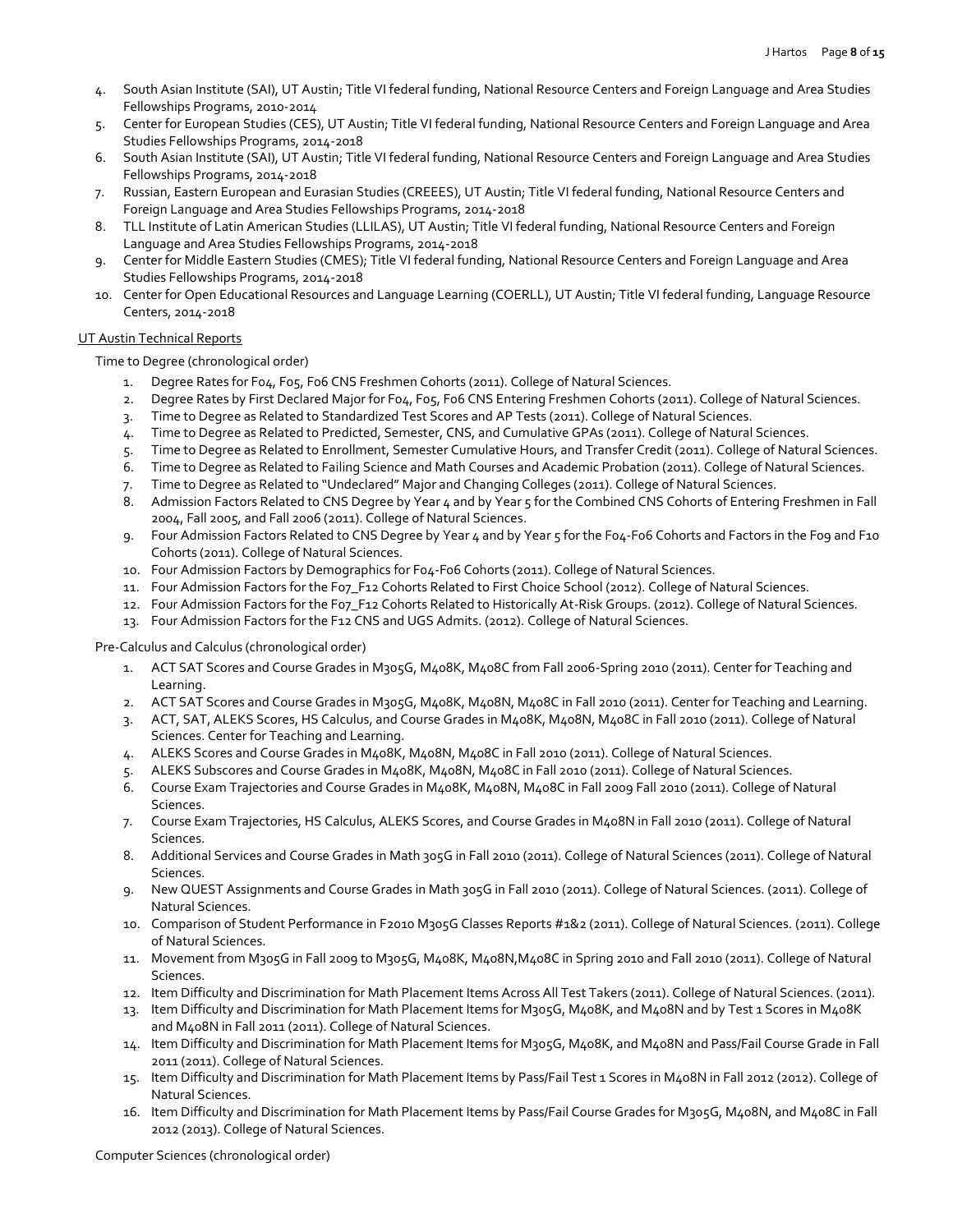4. South Asian Institute (SAI), UT Austin; Title VI federal funding, National Resource Centers and Foreign Language and Area Studies Fellowships Programs, 2010-2014
5. Center for European Studies (CES), UT Austin; Title VI federal funding, National Resource Centers and Foreign Language and Area Studies Fellowships Programs, 2014-2018
6. South Asian Institute (SAI), UT Austin; Title VI federal funding, National Resource Centers and Foreign Language and Area Studies Fellowships Programs, 2014-2018
7. Russian, Eastern European and Eurasian Studies (CREEES), UT Austin; Title VI federal funding, National Resource Centers and Foreign Language and Area Studies Fellowships Programs, 2014-2018
8. TLL Institute of Latin American Studies (LLILAS), UT Austin; Title VI federal funding, National Resource Centers and Foreign Language and Area Studies Fellowships Programs, 2014-2018
9. Center for Middle Eastern Studies (CMES); Title VI federal funding, National Resource Centers and Foreign Language and Area Studies Fellowships Programs, 2014-2018
10. Center for Open Educational Resources and Language Learning (COERLL), UT Austin; Title VI federal funding, Language Resource Centers, 2014-2018

<u>UT Austin Technical Reports</u>

Time to Degree (chronological order)

1. Degree Rates for F04, F05, F06 CNS Freshmen Cohorts (2011). College of Natural Sciences.
2. Degree Rates by First Declared Major for F04, F05, F06 CNS Entering Freshmen Cohorts (2011). College of Natural Sciences.
3. Time to Degree as Related to Standardized Test Scores and AP Tests (2011). College of Natural Sciences.
4. Time to Degree as Related to Predicted, Semester, CNS, and Cumulative GPAs (2011). College of Natural Sciences.
5. Time to Degree as Related to Enrollment, Semester Cumulative Hours, and Transfer Credit (2011). College of Natural Sciences.
6. Time to Degree as Related to Failing Science and Math Courses and Academic Probation (2011). College of Natural Sciences.
7. Time to Degree as Related to "Undeclared" Major and Changing Colleges (2011). College of Natural Sciences.
8. Admission Factors Related to CNS Degree by Year 4 and by Year 5 for the Combined CNS Cohorts of Entering Freshmen in Fall 2004, Fall 2005, and Fall 2006 (2011). College of Natural Sciences.
9. Four Admission Factors Related to CNS Degree by Year 4 and by Year 5 for the F04-F06 Cohorts and Factors in the F09 and F10 Cohorts (2011). College of Natural Sciences.
10. Four Admission Factors by Demographics for F04-F06 Cohorts (2011). College of Natural Sciences.
11. Four Admission Factors for the F07_F12 Cohorts Related to First Choice School (2012). College of Natural Sciences.
12. Four Admission Factors for the F07_F12 Cohorts Related to Historically At-Risk Groups. (2012). College of Natural Sciences.
13. Four Admission Factors for the F12 CNS and UGS Admits. (2012). College of Natural Sciences.

Pre-Calculus and Calculus (chronological order)

1. ACT SAT Scores and Course Grades in M305G, M408K, M408C from Fall 2006-Spring 2010 (2011). Center for Teaching and Learning.
2. ACT SAT Scores and Course Grades in M305G, M408K, M408N, M408C in Fall 2010 (2011). Center for Teaching and Learning.
3. ACT, SAT, ALEKS Scores, HS Calculus, and Course Grades in M408K, M408N, M408C in Fall 2010 (2011). College of Natural Sciences. Center for Teaching and Learning.
4. ALEKS Scores and Course Grades in M408K, M408N, M408C in Fall 2010 (2011). College of Natural Sciences.
5. ALEKS Subscores and Course Grades in M408K, M408N, M408C in Fall 2010 (2011). College of Natural Sciences.
6. Course Exam Trajectories and Course Grades in M408K, M408N, M408C in Fall 2009 Fall 2010 (2011). College of Natural Sciences.
7. Course Exam Trajectories, HS Calculus, ALEKS Scores, and Course Grades in M408N in Fall 2010 (2011). College of Natural Sciences.
8. Additional Services and Course Grades in Math 305G in Fall 2010 (2011). College of Natural Sciences (2011). College of Natural Sciences.
9. New QUEST Assignments and Course Grades in Math 305G in Fall 2010 (2011). College of Natural Sciences. (2011). College of Natural Sciences.
10. Comparison of Student Performance in F2010 M305G Classes Reports #1&2 (2011). College of Natural Sciences. (2011). College of Natural Sciences.
11. Movement from M305G in Fall 2009 to M305G, M408K, M408N,M408C in Spring 2010 and Fall 2010 (2011). College of Natural Sciences.
12. Item Difficulty and Discrimination for Math Placement Items Across All Test Takers (2011). College of Natural Sciences. (2011).
13. Item Difficulty and Discrimination for Math Placement Items for M305G, M408K, and M408N and by Test 1 Scores in M408K and M408N in Fall 2011 (2011). College of Natural Sciences.
14. Item Difficulty and Discrimination for Math Placement Items for M305G, M408K, and M408N and Pass/Fail Course Grade in Fall 2011 (2011). College of Natural Sciences.
15. Item Difficulty and Discrimination for Math Placement Items by Pass/Fail Test 1 Scores in M408N in Fall 2012 (2012). College of Natural Sciences.
16. Item Difficulty and Discrimination for Math Placement Items by Pass/Fail Course Grades for M305G, M408N, and M408C in Fall 2012 (2013). College of Natural Sciences.

Computer Sciences (chronological order)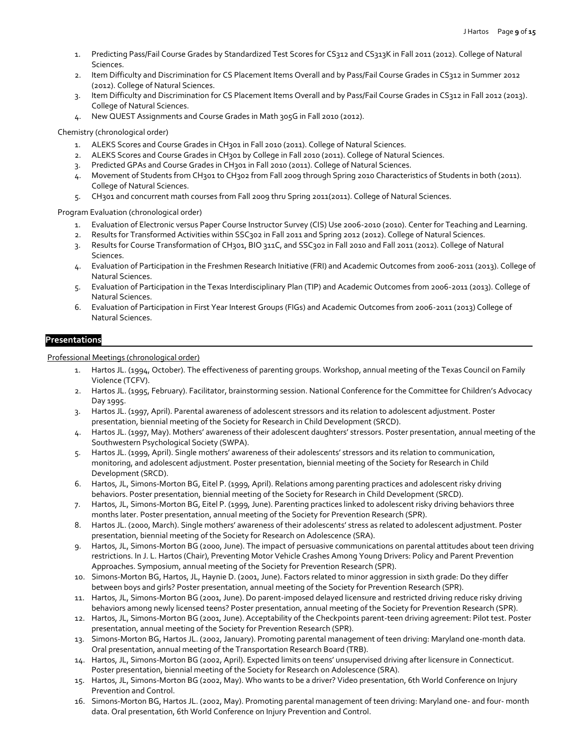1. Predicting Pass/Fail Course Grades by Standardized Test Scores for CS312 and CS313K in Fall 2011 (2012). College of Natural Sciences.
2. Item Difficulty and Discrimination for CS Placement Items Overall and by Pass/Fail Course Grades in CS312 in Summer 2012 (2012). College of Natural Sciences.
3. Item Difficulty and Discrimination for CS Placement Items Overall and by Pass/Fail Course Grades in CS312 in Fall 2012 (2013). College of Natural Sciences.
4. New QUEST Assignments and Course Grades in Math 305G in Fall 2010 (2012).

Chemistry (chronological order)

1. ALEKS Scores and Course Grades in CH301 in Fall 2010 (2011). College of Natural Sciences.
2. ALEKS Scores and Course Grades in CH301 by College in Fall 2010 (2011). College of Natural Sciences.
3. Predicted GPAs and Course Grades in CH301 in Fall 2010 (2011). College of Natural Sciences.
4. Movement of Students from CH301 to CH302 from Fall 2009 through Spring 2010 Characteristics of Students in both (2011). College of Natural Sciences.
5. CH301 and concurrent math courses from Fall 2009 thru Spring 2011(2011). College of Natural Sciences.

Program Evaluation (chronological order)

1. Evaluation of Electronic versus Paper Course Instructor Survey (CIS) Use 2006-2010 (2010). Center for Teaching and Learning.
2. Results for Transformed Activities within SSC302 in Fall 2011 and Spring 2012 (2012). College of Natural Sciences.
3. Results for Course Transformation of CH301, BIO 311C, and SSC302 in Fall 2010 and Fall 2011 (2012). College of Natural Sciences.
4. Evaluation of Participation in the Freshmen Research Initiative (FRI) and Academic Outcomes from 2006-2011 (2013). College of Natural Sciences.
5. Evaluation of Participation in the Texas Interdisciplinary Plan (TIP) and Academic Outcomes from 2006-2011 (2013). College of Natural Sciences.
6. Evaluation of Participation in First Year Interest Groups (FIGs) and Academic Outcomes from 2006-2011 (2013) College of Natural Sciences.

## Presentations

Professional Meetings (chronological order)

1. Hartos JL. (1994, October). The effectiveness of parenting groups. Workshop, annual meeting of the Texas Council on Family Violence (TCFV).
2. Hartos JL. (1995, February). Facilitator, brainstorming session. National Conference for the Committee for Children's Advocacy Day 1995.
3. Hartos JL. (1997, April). Parental awareness of adolescent stressors and its relation to adolescent adjustment. Poster presentation, biennial meeting of the Society for Research in Child Development (SRCD).
4. Hartos JL. (1997, May). Mothers' awareness of their adolescent daughters' stressors. Poster presentation, annual meeting of the Southwestern Psychological Society (SWPA).
5. Hartos JL. (1999, April). Single mothers' awareness of their adolescents' stressors and its relation to communication, monitoring, and adolescent adjustment. Poster presentation, biennial meeting of the Society for Research in Child Development (SRCD).
6. Hartos, JL, Simons-Morton BG, Eitel P. (1999, April). Relations among parenting practices and adolescent risky driving behaviors. Poster presentation, biennial meeting of the Society for Research in Child Development (SRCD).
7. Hartos, JL, Simons-Morton BG, Eitel P. (1999, June). Parenting practices linked to adolescent risky driving behaviors three months later. Poster presentation, annual meeting of the Society for Prevention Research (SPR).
8. Hartos JL. (2000, March). Single mothers' awareness of their adolescents' stress as related to adolescent adjustment. Poster presentation, biennial meeting of the Society for Research on Adolescence (SRA).
9. Hartos, JL, Simons-Morton BG (2000, June). The impact of persuasive communications on parental attitudes about teen driving restrictions. In J. L. Hartos (Chair), Preventing Motor Vehicle Crashes Among Young Drivers: Policy and Parent Prevention Approaches. Symposium, annual meeting of the Society for Prevention Research (SPR).
10. Simons-Morton BG, Hartos, JL, Haynie D. (2001, June). Factors related to minor aggression in sixth grade: Do they differ between boys and girls? Poster presentation, annual meeting of the Society for Prevention Research (SPR).
11. Hartos, JL, Simons-Morton BG (2001, June). Do parent-imposed delayed licensure and restricted driving reduce risky driving behaviors among newly licensed teens? Poster presentation, annual meeting of the Society for Prevention Research (SPR).
12. Hartos, JL, Simons-Morton BG (2001, June). Acceptability of the Checkpoints parent-teen driving agreement: Pilot test. Poster presentation, annual meeting of the Society for Prevention Research (SPR).
13. Simons-Morton BG, Hartos JL. (2002, January). Promoting parental management of teen driving: Maryland one-month data. Oral presentation, annual meeting of the Transportation Research Board (TRB).
14. Hartos, JL, Simons-Morton BG (2002, April). Expected limits on teens' unsupervised driving after licensure in Connecticut. Poster presentation, biennial meeting of the Society for Research on Adolescence (SRA).
15. Hartos, JL, Simons-Morton BG (2002, May). Who wants to be a driver? Video presentation, 6th World Conference on Injury Prevention and Control.
16. Simons-Morton BG, Hartos JL. (2002, May). Promoting parental management of teen driving: Maryland one- and four- month data. Oral presentation, 6th World Conference on Injury Prevention and Control.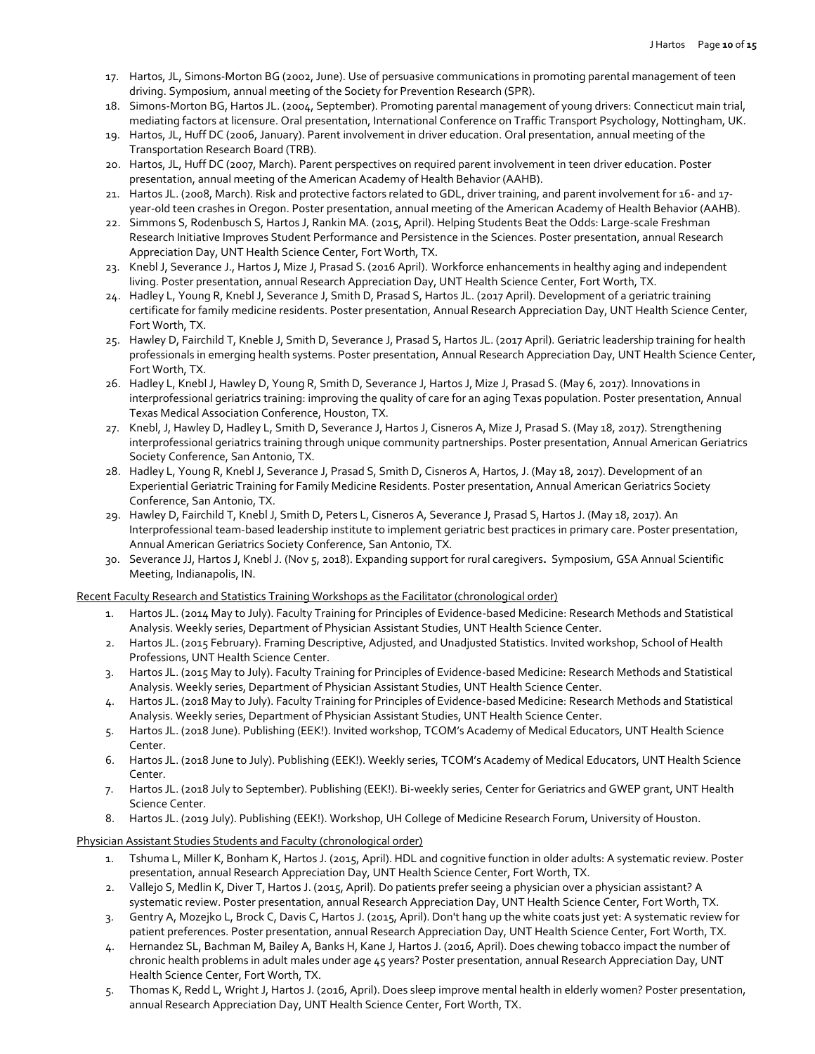17. Hartos, JL, Simons-Morton BG (2002, June). Use of persuasive communications in promoting parental management of teen driving. Symposium, annual meeting of the Society for Prevention Research (SPR).
18. Simons-Morton BG, Hartos JL. (2004, September). Promoting parental management of young drivers: Connecticut main trial, mediating factors at licensure. Oral presentation, International Conference on Traffic Transport Psychology, Nottingham, UK.
19. Hartos, JL, Huff DC (2006, January). Parent involvement in driver education. Oral presentation, annual meeting of the Transportation Research Board (TRB).
20. Hartos, JL, Huff DC (2007, March). Parent perspectives on required parent involvement in teen driver education. Poster presentation, annual meeting of the American Academy of Health Behavior (AAHB).
21. Hartos JL. (2008, March). Risk and protective factors related to GDL, driver training, and parent involvement for 16- and 17-year-old teen crashes in Oregon. Poster presentation, annual meeting of the American Academy of Health Behavior (AAHB).
22. Simmons S, Rodenbusch S, Hartos J, Rankin MA. (2015, April). Helping Students Beat the Odds: Large-scale Freshman Research Initiative Improves Student Performance and Persistence in the Sciences. Poster presentation, annual Research Appreciation Day, UNT Health Science Center, Fort Worth, TX.
23. Knebl J, Severance J., Hartos J, Mize J, Prasad S. (2016 April). Workforce enhancements in healthy aging and independent living. Poster presentation, annual Research Appreciation Day, UNT Health Science Center, Fort Worth, TX.
24. Hadley L, Young R, Knebl J, Severance J, Smith D, Prasad S, Hartos JL. (2017 April). Development of a geriatric training certificate for family medicine residents. Poster presentation, Annual Research Appreciation Day, UNT Health Science Center, Fort Worth, TX.
25. Hawley D, Fairchild T, Kneble J, Smith D, Severance J, Prasad S, Hartos JL. (2017 April). Geriatric leadership training for health professionals in emerging health systems. Poster presentation, Annual Research Appreciation Day, UNT Health Science Center, Fort Worth, TX.
26. Hadley L, Knebl J, Hawley D, Young R, Smith D, Severance J, Hartos J, Mize J, Prasad S. (May 6, 2017). Innovations in interprofessional geriatrics training: improving the quality of care for an aging Texas population. Poster presentation, Annual Texas Medical Association Conference, Houston, TX.
27. Knebl, J, Hawley D, Hadley L, Smith D, Severance J, Hartos J, Cisneros A, Mize J, Prasad S. (May 18, 2017). Strengthening interprofessional geriatrics training through unique community partnerships. Poster presentation, Annual American Geriatrics Society Conference, San Antonio, TX.
28. Hadley L, Young R, Knebl J, Severance J, Prasad S, Smith D, Cisneros A, Hartos, J. (May 18, 2017). Development of an Experiential Geriatric Training for Family Medicine Residents. Poster presentation, Annual American Geriatrics Society Conference, San Antonio, TX.
29. Hawley D, Fairchild T, Knebl J, Smith D, Peters L, Cisneros A, Severance J, Prasad S, Hartos J. (May 18, 2017). An Interprofessional team-based leadership institute to implement geriatric best practices in primary care. Poster presentation, Annual American Geriatrics Society Conference, San Antonio, TX.
30. Severance JJ, Hartos J, Knebl J. (Nov 5, 2018). Expanding support for rural caregivers**.** Symposium, GSA Annual Scientific Meeting, Indianapolis, IN.

<u>Recent Faculty Research and Statistics Training Workshops as the Facilitator (chronological order)</u>

1. Hartos JL. (2014 May to July). Faculty Training for Principles of Evidence-based Medicine: Research Methods and Statistical Analysis. Weekly series, Department of Physician Assistant Studies, UNT Health Science Center.
2. Hartos JL. (2015 February). Framing Descriptive, Adjusted, and Unadjusted Statistics. Invited workshop, School of Health Professions, UNT Health Science Center.
3. Hartos JL. (2015 May to July). Faculty Training for Principles of Evidence-based Medicine: Research Methods and Statistical Analysis. Weekly series, Department of Physician Assistant Studies, UNT Health Science Center.
4. Hartos JL. (2018 May to July). Faculty Training for Principles of Evidence-based Medicine: Research Methods and Statistical Analysis. Weekly series, Department of Physician Assistant Studies, UNT Health Science Center.
5. Hartos JL. (2018 June). Publishing (EEK!). Invited workshop, TCOM's Academy of Medical Educators, UNT Health Science Center.
6. Hartos JL. (2018 June to July). Publishing (EEK!). Weekly series, TCOM's Academy of Medical Educators, UNT Health Science Center.
7. Hartos JL. (2018 July to September). Publishing (EEK!). Bi-weekly series, Center for Geriatrics and GWEP grant, UNT Health Science Center.
8. Hartos JL. (2019 July). Publishing (EEK!). Workshop, UH College of Medicine Research Forum, University of Houston.

<u>Physician Assistant Studies Students and Faculty (chronological order)</u>

1. Tshuma L, Miller K, Bonham K, Hartos J. (2015, April). HDL and cognitive function in older adults: A systematic review. Poster presentation, annual Research Appreciation Day, UNT Health Science Center, Fort Worth, TX.
2. Vallejo S, Medlin K, Diver T, Hartos J. (2015, April). Do patients prefer seeing a physician over a physician assistant? A systematic review. Poster presentation, annual Research Appreciation Day, UNT Health Science Center, Fort Worth, TX.
3. Gentry A, Mozejko L, Brock C, Davis C, Hartos J. (2015, April). Don't hang up the white coats just yet: A systematic review for patient preferences. Poster presentation, annual Research Appreciation Day, UNT Health Science Center, Fort Worth, TX.
4. Hernandez SL, Bachman M, Bailey A, Banks H, Kane J, Hartos J. (2016, April). Does chewing tobacco impact the number of chronic health problems in adult males under age 45 years? Poster presentation, annual Research Appreciation Day, UNT Health Science Center, Fort Worth, TX.
5. Thomas K, Redd L, Wright J, Hartos J. (2016, April). Does sleep improve mental health in elderly women? Poster presentation, annual Research Appreciation Day, UNT Health Science Center, Fort Worth, TX.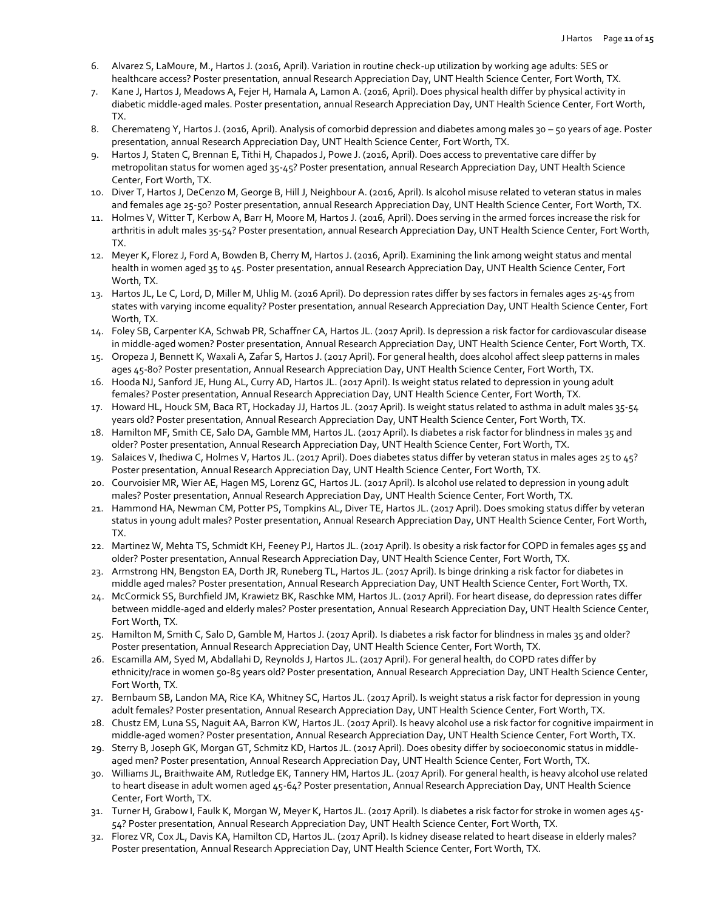6. Alvarez S, LaMoure, M., Hartos J. (2016, April). Variation in routine check-up utilization by working age adults: SES or healthcare access? Poster presentation, annual Research Appreciation Day, UNT Health Science Center, Fort Worth, TX.
7. Kane J, Hartos J, Meadows A, Fejer H, Hamala A, Lamon A. (2016, April). Does physical health differ by physical activity in diabetic middle-aged males. Poster presentation, annual Research Appreciation Day, UNT Health Science Center, Fort Worth, TX.
8. Cheremateng Y, Hartos J. (2016, April). Analysis of comorbid depression and diabetes among males 30 – 50 years of age. Poster presentation, annual Research Appreciation Day, UNT Health Science Center, Fort Worth, TX.
9. Hartos J, Staten C, Brennan E, Tithi H, Chapados J, Powe J. (2016, April). Does access to preventative care differ by metropolitan status for women aged 35-45? Poster presentation, annual Research Appreciation Day, UNT Health Science Center, Fort Worth, TX.
10. Diver T, Hartos J, DeCenzo M, George B, Hill J, Neighbour A. (2016, April). Is alcohol misuse related to veteran status in males and females age 25-50? Poster presentation, annual Research Appreciation Day, UNT Health Science Center, Fort Worth, TX.
11. Holmes V, Witter T, Kerbow A, Barr H, Moore M, Hartos J. (2016, April). Does serving in the armed forces increase the risk for arthritis in adult males 35-54? Poster presentation, annual Research Appreciation Day, UNT Health Science Center, Fort Worth, TX.
12. Meyer K, Florez J, Ford A, Bowden B, Cherry M, Hartos J. (2016, April). Examining the link among weight status and mental health in women aged 35 to 45. Poster presentation, annual Research Appreciation Day, UNT Health Science Center, Fort Worth, TX.
13. Hartos JL, Le C, Lord, D, Miller M, Uhlig M. (2016 April). Do depression rates differ by ses factors in females ages 25-45 from states with varying income equality? Poster presentation, annual Research Appreciation Day, UNT Health Science Center, Fort Worth, TX.
14. Foley SB, Carpenter KA, Schwab PR, Schaffner CA, Hartos JL. (2017 April). Is depression a risk factor for cardiovascular disease in middle-aged women? Poster presentation, Annual Research Appreciation Day, UNT Health Science Center, Fort Worth, TX.
15. Oropeza J, Bennett K, Waxali A, Zafar S, Hartos J. (2017 April). For general health, does alcohol affect sleep patterns in males ages 45-80? Poster presentation, Annual Research Appreciation Day, UNT Health Science Center, Fort Worth, TX.
16. Hooda NJ, Sanford JE, Hung AL, Curry AD, Hartos JL. (2017 April). Is weight status related to depression in young adult females? Poster presentation, Annual Research Appreciation Day, UNT Health Science Center, Fort Worth, TX.
17. Howard HL, Houck SM, Baca RT, Hockaday JJ, Hartos JL. (2017 April). Is weight status related to asthma in adult males 35-54 years old? Poster presentation, Annual Research Appreciation Day, UNT Health Science Center, Fort Worth, TX.
18. Hamilton MF, Smith CE, Salo DA, Gamble MM, Hartos JL. (2017 April). Is diabetes a risk factor for blindness in males 35 and older? Poster presentation, Annual Research Appreciation Day, UNT Health Science Center, Fort Worth, TX.
19. Salaices V, Ihediwa C, Holmes V, Hartos JL. (2017 April). Does diabetes status differ by veteran status in males ages 25 to 45? Poster presentation, Annual Research Appreciation Day, UNT Health Science Center, Fort Worth, TX.
20. Courvoisier MR, Wier AE, Hagen MS, Lorenz GC, Hartos JL. (2017 April). Is alcohol use related to depression in young adult males? Poster presentation, Annual Research Appreciation Day, UNT Health Science Center, Fort Worth, TX.
21. Hammond HA, Newman CM, Potter PS, Tompkins AL, Diver TE, Hartos JL. (2017 April). Does smoking status differ by veteran status in young adult males? Poster presentation, Annual Research Appreciation Day, UNT Health Science Center, Fort Worth, TX.
22. Martinez W, Mehta TS, Schmidt KH, Feeney PJ, Hartos JL. (2017 April). Is obesity a risk factor for COPD in females ages 55 and older? Poster presentation, Annual Research Appreciation Day, UNT Health Science Center, Fort Worth, TX.
23. Armstrong HN, Bengston EA, Dorth JR, Runeberg TL, Hartos JL. (2017 April). Is binge drinking a risk factor for diabetes in middle aged males? Poster presentation, Annual Research Appreciation Day, UNT Health Science Center, Fort Worth, TX.
24. McCormick SS, Burchfield JM, Krawietz BK, Raschke MM, Hartos JL. (2017 April). For heart disease, do depression rates differ between middle-aged and elderly males? Poster presentation, Annual Research Appreciation Day, UNT Health Science Center, Fort Worth, TX.
25. Hamilton M, Smith C, Salo D, Gamble M, Hartos J. (2017 April). Is diabetes a risk factor for blindness in males 35 and older? Poster presentation, Annual Research Appreciation Day, UNT Health Science Center, Fort Worth, TX.
26. Escamilla AM, Syed M, Abdallahi D, Reynolds J, Hartos JL. (2017 April). For general health, do COPD rates differ by ethnicity/race in women 50-85 years old? Poster presentation, Annual Research Appreciation Day, UNT Health Science Center, Fort Worth, TX.
27. Bernbaum SB, Landon MA, Rice KA, Whitney SC, Hartos JL. (2017 April). Is weight status a risk factor for depression in young adult females? Poster presentation, Annual Research Appreciation Day, UNT Health Science Center, Fort Worth, TX.
28. Chustz EM, Luna SS, Naguit AA, Barron KW, Hartos JL. (2017 April). Is heavy alcohol use a risk factor for cognitive impairment in middle-aged women? Poster presentation, Annual Research Appreciation Day, UNT Health Science Center, Fort Worth, TX.
29. Sterry B, Joseph GK, Morgan GT, Schmitz KD, Hartos JL. (2017 April). Does obesity differ by socioeconomic status in middle-aged men? Poster presentation, Annual Research Appreciation Day, UNT Health Science Center, Fort Worth, TX.
30. Williams JL, Braithwaite AM, Rutledge EK, Tannery HM, Hartos JL. (2017 April). For general health, is heavy alcohol use related to heart disease in adult women aged 45-64? Poster presentation, Annual Research Appreciation Day, UNT Health Science Center, Fort Worth, TX.
31. Turner H, Grabow I, Faulk K, Morgan W, Meyer K, Hartos JL. (2017 April). Is diabetes a risk factor for stroke in women ages 45-54? Poster presentation, Annual Research Appreciation Day, UNT Health Science Center, Fort Worth, TX.
32. Florez VR, Cox JL, Davis KA, Hamilton CD, Hartos JL. (2017 April). Is kidney disease related to heart disease in elderly males? Poster presentation, Annual Research Appreciation Day, UNT Health Science Center, Fort Worth, TX.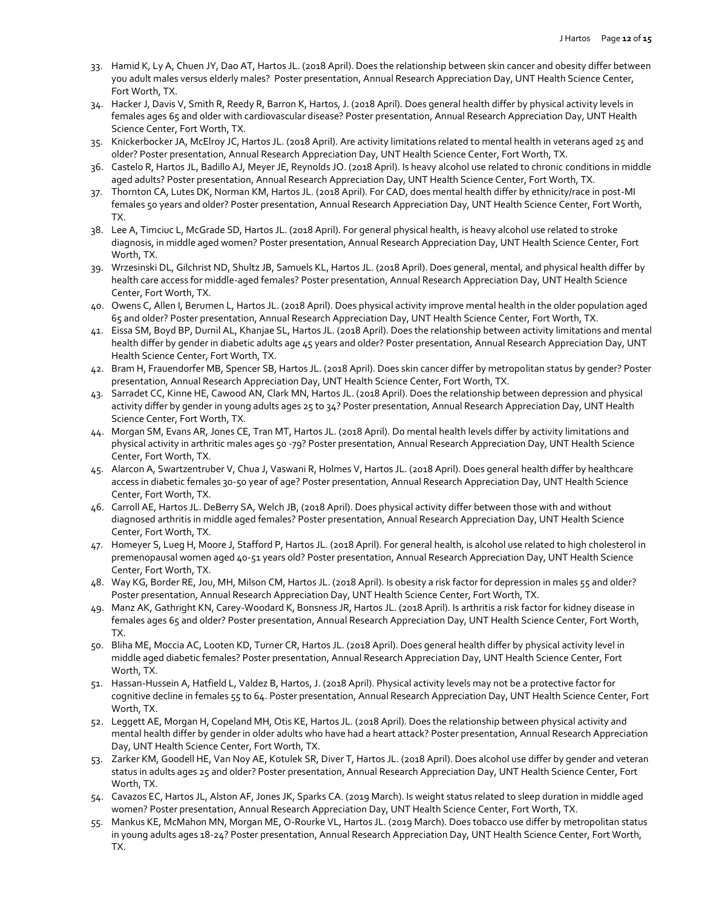33. Hamid K, Ly A, Chuen JY, Dao AT, Hartos JL. (2018 April). Does the relationship between skin cancer and obesity differ between you adult males versus elderly males? Poster presentation, Annual Research Appreciation Day, UNT Health Science Center, Fort Worth, TX.
34. Hacker J, Davis V, Smith R, Reedy R, Barron K, Hartos, J. (2018 April). Does general health differ by physical activity levels in females ages 65 and older with cardiovascular disease? Poster presentation, Annual Research Appreciation Day, UNT Health Science Center, Fort Worth, TX.
35. Knickerbocker JA, McElroy JC, Hartos JL. (2018 April). Are activity limitations related to mental health in veterans aged 25 and older? Poster presentation, Annual Research Appreciation Day, UNT Health Science Center, Fort Worth, TX.
36. Castelo R, Hartos JL, Badillo AJ, Meyer JE, Reynolds JO. (2018 April). Is heavy alcohol use related to chronic conditions in middle aged adults? Poster presentation, Annual Research Appreciation Day, UNT Health Science Center, Fort Worth, TX.
37. Thornton CA, Lutes DK, Norman KM, Hartos JL. (2018 April). For CAD, does mental health differ by ethnicity/race in post-MI females 50 years and older? Poster presentation, Annual Research Appreciation Day, UNT Health Science Center, Fort Worth, TX.
38. Lee A, Timciuc L, McGrade SD, Hartos JL. (2018 April). For general physical health, is heavy alcohol use related to stroke diagnosis, in middle aged women? Poster presentation, Annual Research Appreciation Day, UNT Health Science Center, Fort Worth, TX.
39. Wrzesinski DL, Gilchrist ND, Shultz JB, Samuels KL, Hartos JL. (2018 April). Does general, mental, and physical health differ by health care access for middle-aged females? Poster presentation, Annual Research Appreciation Day, UNT Health Science Center, Fort Worth, TX.
40. Owens C, Allen I, Berumen L, Hartos JL. (2018 April). Does physical activity improve mental health in the older population aged 65 and older? Poster presentation, Annual Research Appreciation Day, UNT Health Science Center, Fort Worth, TX.
41. Eissa SM, Boyd BP, Durnil AL, Khanjae SL, Hartos JL. (2018 April). Does the relationship between activity limitations and mental health differ by gender in diabetic adults age 45 years and older? Poster presentation, Annual Research Appreciation Day, UNT Health Science Center, Fort Worth, TX.
42. Bram H, Frauendorfer MB, Spencer SB, Hartos JL. (2018 April). Does skin cancer differ by metropolitan status by gender? Poster presentation, Annual Research Appreciation Day, UNT Health Science Center, Fort Worth, TX.
43. Sarradet CC, Kinne HE, Cawood AN, Clark MN, Hartos JL. (2018 April). Does the relationship between depression and physical activity differ by gender in young adults ages 25 to 34? Poster presentation, Annual Research Appreciation Day, UNT Health Science Center, Fort Worth, TX.
44. Morgan SM, Evans AR, Jones CE, Tran MT, Hartos JL. (2018 April). Do mental health levels differ by activity limitations and physical activity in arthritic males ages 50 -79? Poster presentation, Annual Research Appreciation Day, UNT Health Science Center, Fort Worth, TX.
45. Alarcon A, Swartzentruber V, Chua J, Vaswani R, Holmes V, Hartos JL. (2018 April). Does general health differ by healthcare access in diabetic females 30-50 year of age? Poster presentation, Annual Research Appreciation Day, UNT Health Science Center, Fort Worth, TX.
46. Carroll AE, Hartos JL. DeBerry SA, Welch JB, (2018 April). Does physical activity differ between those with and without diagnosed arthritis in middle aged females? Poster presentation, Annual Research Appreciation Day, UNT Health Science Center, Fort Worth, TX.
47. Homeyer S, Lueg H, Moore J, Stafford P, Hartos JL. (2018 April). For general health, is alcohol use related to high cholesterol in premenopausal women aged 40-51 years old? Poster presentation, Annual Research Appreciation Day, UNT Health Science Center, Fort Worth, TX.
48. Way KG, Border RE, Jou, MH, Milson CM, Hartos JL. (2018 April). Is obesity a risk factor for depression in males 55 and older? Poster presentation, Annual Research Appreciation Day, UNT Health Science Center, Fort Worth, TX.
49. Manz AK, Gathright KN, Carey-Woodard K, Bonsness JR, Hartos JL. (2018 April). Is arthritis a risk factor for kidney disease in females ages 65 and older? Poster presentation, Annual Research Appreciation Day, UNT Health Science Center, Fort Worth, TX.
50. Bliha ME, Moccia AC, Looten KD, Turner CR, Hartos JL. (2018 April). Does general health differ by physical activity level in middle aged diabetic females? Poster presentation, Annual Research Appreciation Day, UNT Health Science Center, Fort Worth, TX.
51. Hassan-Hussein A, Hatfield L, Valdez B, Hartos, J. (2018 April). Physical activity levels may not be a protective factor for cognitive decline in females 55 to 64. Poster presentation, Annual Research Appreciation Day, UNT Health Science Center, Fort Worth, TX.
52. Leggett AE, Morgan H, Copeland MH, Otis KE, Hartos JL. (2018 April). Does the relationship between physical activity and mental health differ by gender in older adults who have had a heart attack? Poster presentation, Annual Research Appreciation Day, UNT Health Science Center, Fort Worth, TX.
53. Zarker KM, Goodell HE, Van Noy AE, Kotulek SR, Diver T, Hartos JL. (2018 April). Does alcohol use differ by gender and veteran status in adults ages 25 and older? Poster presentation, Annual Research Appreciation Day, UNT Health Science Center, Fort Worth, TX.
54. Cavazos EC, Hartos JL, Alston AF, Jones JK, Sparks CA. (2019 March). Is weight status related to sleep duration in middle aged women? Poster presentation, Annual Research Appreciation Day, UNT Health Science Center, Fort Worth, TX.
55. Mankus KE, McMahon MN, Morgan ME, O-Rourke VL, Hartos JL. (2019 March). Does tobacco use differ by metropolitan status in young adults ages 18-24? Poster presentation, Annual Research Appreciation Day, UNT Health Science Center, Fort Worth, TX.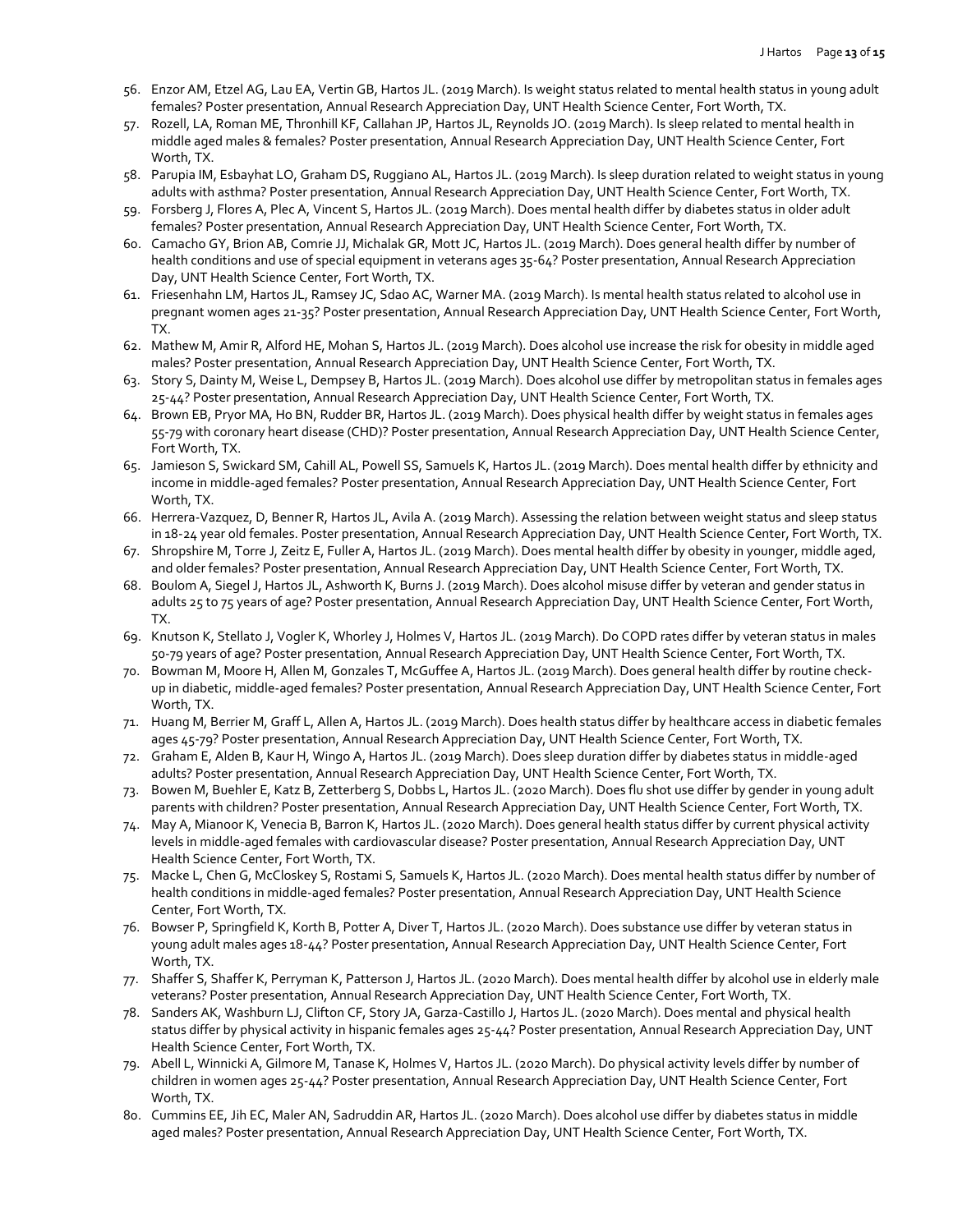56. Enzor AM, Etzel AG, Lau EA, Vertin GB, Hartos JL. (2019 March). Is weight status related to mental health status in young adult females? Poster presentation, Annual Research Appreciation Day, UNT Health Science Center, Fort Worth, TX.
57. Rozell, LA, Roman ME, Thronhill KF, Callahan JP, Hartos JL, Reynolds JO. (2019 March). Is sleep related to mental health in middle aged males & females? Poster presentation, Annual Research Appreciation Day, UNT Health Science Center, Fort Worth, TX.
58. Parupia IM, Esbayhat LO, Graham DS, Ruggiano AL, Hartos JL. (2019 March). Is sleep duration related to weight status in young adults with asthma? Poster presentation, Annual Research Appreciation Day, UNT Health Science Center, Fort Worth, TX.
59. Forsberg J, Flores A, Plec A, Vincent S, Hartos JL. (2019 March). Does mental health differ by diabetes status in older adult females? Poster presentation, Annual Research Appreciation Day, UNT Health Science Center, Fort Worth, TX.
60. Camacho GY, Brion AB, Comrie JJ, Michalak GR, Mott JC, Hartos JL. (2019 March). Does general health differ by number of health conditions and use of special equipment in veterans ages 35-64? Poster presentation, Annual Research Appreciation Day, UNT Health Science Center, Fort Worth, TX.
61. Friesenhahn LM, Hartos JL, Ramsey JC, Sdao AC, Warner MA. (2019 March). Is mental health status related to alcohol use in pregnant women ages 21-35? Poster presentation, Annual Research Appreciation Day, UNT Health Science Center, Fort Worth, TX.
62. Mathew M, Amir R, Alford HE, Mohan S, Hartos JL. (2019 March). Does alcohol use increase the risk for obesity in middle aged males? Poster presentation, Annual Research Appreciation Day, UNT Health Science Center, Fort Worth, TX.
63. Story S, Dainty M, Weise L, Dempsey B, Hartos JL. (2019 March). Does alcohol use differ by metropolitan status in females ages 25-44? Poster presentation, Annual Research Appreciation Day, UNT Health Science Center, Fort Worth, TX.
64. Brown EB, Pryor MA, Ho BN, Rudder BR, Hartos JL. (2019 March). Does physical health differ by weight status in females ages 55-79 with coronary heart disease (CHD)? Poster presentation, Annual Research Appreciation Day, UNT Health Science Center, Fort Worth, TX.
65. Jamieson S, Swickard SM, Cahill AL, Powell SS, Samuels K, Hartos JL. (2019 March). Does mental health differ by ethnicity and income in middle-aged females? Poster presentation, Annual Research Appreciation Day, UNT Health Science Center, Fort Worth, TX.
66. Herrera-Vazquez, D, Benner R, Hartos JL, Avila A. (2019 March). Assessing the relation between weight status and sleep status in 18-24 year old females. Poster presentation, Annual Research Appreciation Day, UNT Health Science Center, Fort Worth, TX.
67. Shropshire M, Torre J, Zeitz E, Fuller A, Hartos JL. (2019 March). Does mental health differ by obesity in younger, middle aged, and older females? Poster presentation, Annual Research Appreciation Day, UNT Health Science Center, Fort Worth, TX.
68. Boulom A, Siegel J, Hartos JL, Ashworth K, Burns J. (2019 March). Does alcohol misuse differ by veteran and gender status in adults 25 to 75 years of age? Poster presentation, Annual Research Appreciation Day, UNT Health Science Center, Fort Worth, TX.
69. Knutson K, Stellato J, Vogler K, Whorley J, Holmes V, Hartos JL. (2019 March). Do COPD rates differ by veteran status in males 50-79 years of age? Poster presentation, Annual Research Appreciation Day, UNT Health Science Center, Fort Worth, TX.
70. Bowman M, Moore H, Allen M, Gonzales T, McGuffee A, Hartos JL. (2019 March). Does general health differ by routine check-up in diabetic, middle-aged females? Poster presentation, Annual Research Appreciation Day, UNT Health Science Center, Fort Worth, TX.
71. Huang M, Berrier M, Graff L, Allen A, Hartos JL. (2019 March). Does health status differ by healthcare access in diabetic females ages 45-79? Poster presentation, Annual Research Appreciation Day, UNT Health Science Center, Fort Worth, TX.
72. Graham E, Alden B, Kaur H, Wingo A, Hartos JL. (2019 March). Does sleep duration differ by diabetes status in middle-aged adults? Poster presentation, Annual Research Appreciation Day, UNT Health Science Center, Fort Worth, TX.
73. Bowen M, Buehler E, Katz B, Zetterberg S, Dobbs L, Hartos JL. (2020 March). Does flu shot use differ by gender in young adult parents with children? Poster presentation, Annual Research Appreciation Day, UNT Health Science Center, Fort Worth, TX.
74. May A, Mianoor K, Venecia B, Barron K, Hartos JL. (2020 March). Does general health status differ by current physical activity levels in middle-aged females with cardiovascular disease? Poster presentation, Annual Research Appreciation Day, UNT Health Science Center, Fort Worth, TX.
75. Macke L, Chen G, McCloskey S, Rostami S, Samuels K, Hartos JL. (2020 March). Does mental health status differ by number of health conditions in middle-aged females? Poster presentation, Annual Research Appreciation Day, UNT Health Science Center, Fort Worth, TX.
76. Bowser P, Springfield K, Korth B, Potter A, Diver T, Hartos JL. (2020 March). Does substance use differ by veteran status in young adult males ages 18-44? Poster presentation, Annual Research Appreciation Day, UNT Health Science Center, Fort Worth, TX.
77. Shaffer S, Shaffer K, Perryman K, Patterson J, Hartos JL. (2020 March). Does mental health differ by alcohol use in elderly male veterans? Poster presentation, Annual Research Appreciation Day, UNT Health Science Center, Fort Worth, TX.
78. Sanders AK, Washburn LJ, Clifton CF, Story JA, Garza-Castillo J, Hartos JL. (2020 March). Does mental and physical health status differ by physical activity in hispanic females ages 25-44? Poster presentation, Annual Research Appreciation Day, UNT Health Science Center, Fort Worth, TX.
79. Abell L, Winnicki A, Gilmore M, Tanase K, Holmes V, Hartos JL. (2020 March). Do physical activity levels differ by number of children in women ages 25-44? Poster presentation, Annual Research Appreciation Day, UNT Health Science Center, Fort Worth, TX.
80. Cummins EE, Jih EC, Maler AN, Sadruddin AR, Hartos JL. (2020 March). Does alcohol use differ by diabetes status in middle aged males? Poster presentation, Annual Research Appreciation Day, UNT Health Science Center, Fort Worth, TX.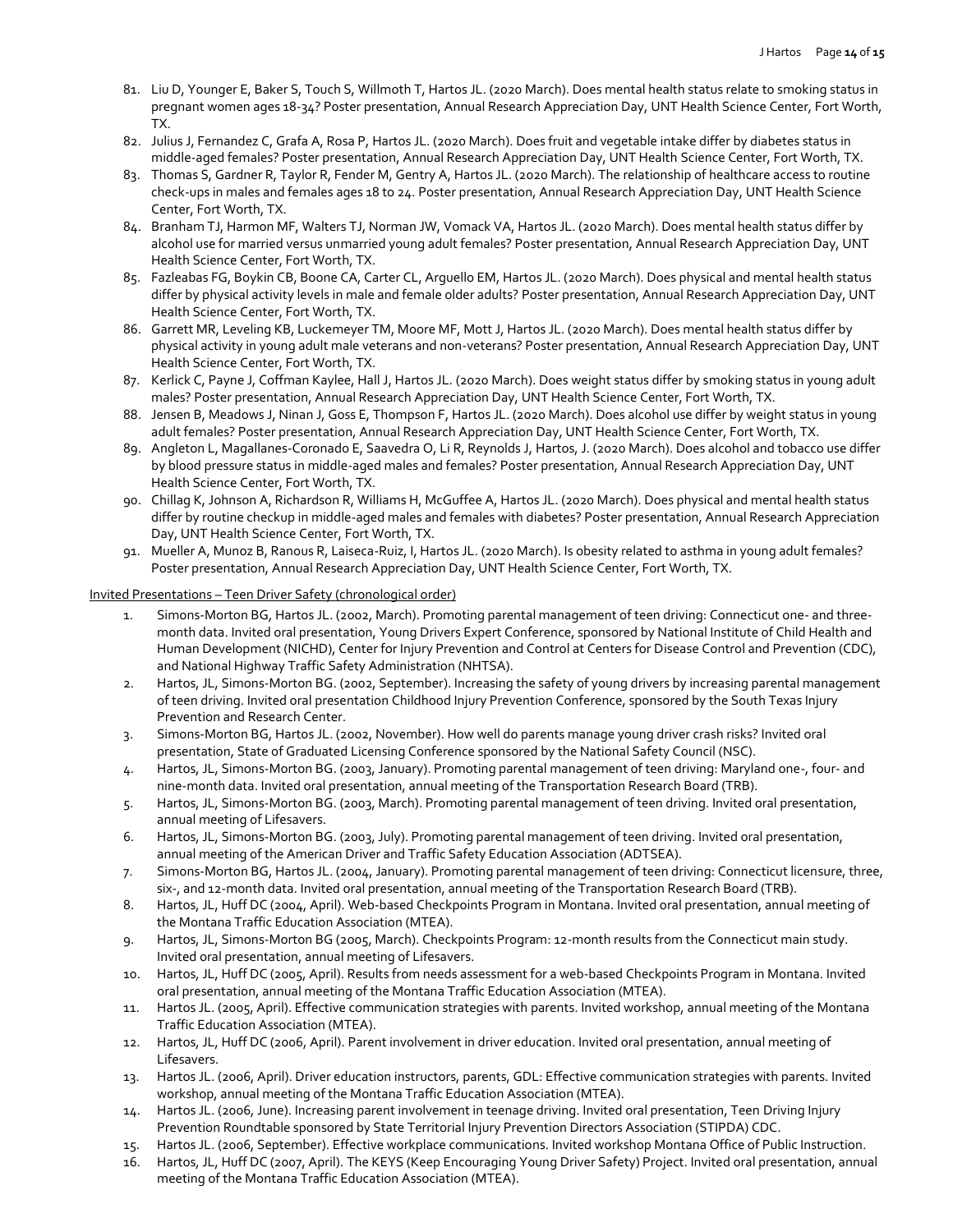81. Liu D, Younger E, Baker S, Touch S, Willmoth T, Hartos JL. (2020 March). Does mental health status relate to smoking status in pregnant women ages 18-34? Poster presentation, Annual Research Appreciation Day, UNT Health Science Center, Fort Worth, TX.
82. Julius J, Fernandez C, Grafa A, Rosa P, Hartos JL. (2020 March). Does fruit and vegetable intake differ by diabetes status in middle-aged females? Poster presentation, Annual Research Appreciation Day, UNT Health Science Center, Fort Worth, TX.
83. Thomas S, Gardner R, Taylor R, Fender M, Gentry A, Hartos JL. (2020 March). The relationship of healthcare access to routine check-ups in males and females ages 18 to 24. Poster presentation, Annual Research Appreciation Day, UNT Health Science Center, Fort Worth, TX.
84. Branham TJ, Harmon MF, Walters TJ, Norman JW, Vomack VA, Hartos JL. (2020 March). Does mental health status differ by alcohol use for married versus unmarried young adult females? Poster presentation, Annual Research Appreciation Day, UNT Health Science Center, Fort Worth, TX.
85. Fazleabas FG, Boykin CB, Boone CA, Carter CL, Arguello EM, Hartos JL. (2020 March). Does physical and mental health status differ by physical activity levels in male and female older adults? Poster presentation, Annual Research Appreciation Day, UNT Health Science Center, Fort Worth, TX.
86. Garrett MR, Leveling KB, Luckemeyer TM, Moore MF, Mott J, Hartos JL. (2020 March). Does mental health status differ by physical activity in young adult male veterans and non-veterans? Poster presentation, Annual Research Appreciation Day, UNT Health Science Center, Fort Worth, TX.
87. Kerlick C, Payne J, Coffman Kaylee, Hall J, Hartos JL. (2020 March). Does weight status differ by smoking status in young adult males? Poster presentation, Annual Research Appreciation Day, UNT Health Science Center, Fort Worth, TX.
88. Jensen B, Meadows J, Ninan J, Goss E, Thompson F, Hartos JL. (2020 March). Does alcohol use differ by weight status in young adult females? Poster presentation, Annual Research Appreciation Day, UNT Health Science Center, Fort Worth, TX.
89. Angleton L, Magallanes-Coronado E, Saavedra O, Li R, Reynolds J, Hartos, J. (2020 March). Does alcohol and tobacco use differ by blood pressure status in middle-aged males and females? Poster presentation, Annual Research Appreciation Day, UNT Health Science Center, Fort Worth, TX.
90. Chillag K, Johnson A, Richardson R, Williams H, McGuffee A, Hartos JL. (2020 March). Does physical and mental health status differ by routine checkup in middle-aged males and females with diabetes? Poster presentation, Annual Research Appreciation Day, UNT Health Science Center, Fort Worth, TX.
91. Mueller A, Munoz B, Ranous R, Laiseca-Ruiz, I, Hartos JL. (2020 March). Is obesity related to asthma in young adult females? Poster presentation, Annual Research Appreciation Day, UNT Health Science Center, Fort Worth, TX.

Invited Presentations – Teen Driver Safety (chronological order)

1. Simons-Morton BG, Hartos JL. (2002, March). Promoting parental management of teen driving: Connecticut one- and three-month data. Invited oral presentation, Young Drivers Expert Conference, sponsored by National Institute of Child Health and Human Development (NICHD), Center for Injury Prevention and Control at Centers for Disease Control and Prevention (CDC), and National Highway Traffic Safety Administration (NHTSA).
2. Hartos, JL, Simons-Morton BG. (2002, September). Increasing the safety of young drivers by increasing parental management of teen driving. Invited oral presentation Childhood Injury Prevention Conference, sponsored by the South Texas Injury Prevention and Research Center.
3. Simons-Morton BG, Hartos JL. (2002, November). How well do parents manage young driver crash risks? Invited oral presentation, State of Graduated Licensing Conference sponsored by the National Safety Council (NSC).
4. Hartos, JL, Simons-Morton BG. (2003, January). Promoting parental management of teen driving: Maryland one-, four- and nine-month data. Invited oral presentation, annual meeting of the Transportation Research Board (TRB).
5. Hartos, JL, Simons-Morton BG. (2003, March). Promoting parental management of teen driving. Invited oral presentation, annual meeting of Lifesavers.
6. Hartos, JL, Simons-Morton BG. (2003, July). Promoting parental management of teen driving. Invited oral presentation, annual meeting of the American Driver and Traffic Safety Education Association (ADTSEA).
7. Simons-Morton BG, Hartos JL. (2004, January). Promoting parental management of teen driving: Connecticut licensure, three, six-, and 12-month data. Invited oral presentation, annual meeting of the Transportation Research Board (TRB).
8. Hartos, JL, Huff DC (2004, April). Web-based Checkpoints Program in Montana. Invited oral presentation, annual meeting of the Montana Traffic Education Association (MTEA).
9. Hartos, JL, Simons-Morton BG (2005, March). Checkpoints Program: 12-month results from the Connecticut main study. Invited oral presentation, annual meeting of Lifesavers.
10. Hartos, JL, Huff DC (2005, April). Results from needs assessment for a web-based Checkpoints Program in Montana. Invited oral presentation, annual meeting of the Montana Traffic Education Association (MTEA).
11. Hartos JL. (2005, April). Effective communication strategies with parents. Invited workshop, annual meeting of the Montana Traffic Education Association (MTEA).
12. Hartos, JL, Huff DC (2006, April). Parent involvement in driver education. Invited oral presentation, annual meeting of Lifesavers.
13. Hartos JL. (2006, April). Driver education instructors, parents, GDL: Effective communication strategies with parents. Invited workshop, annual meeting of the Montana Traffic Education Association (MTEA).
14. Hartos JL. (2006, June). Increasing parent involvement in teenage driving. Invited oral presentation, Teen Driving Injury Prevention Roundtable sponsored by State Territorial Injury Prevention Directors Association (STIPDA) CDC.
15. Hartos JL. (2006, September). Effective workplace communications. Invited workshop Montana Office of Public Instruction.
16. Hartos, JL, Huff DC (2007, April). The KEYS (Keep Encouraging Young Driver Safety) Project. Invited oral presentation, annual meeting of the Montana Traffic Education Association (MTEA).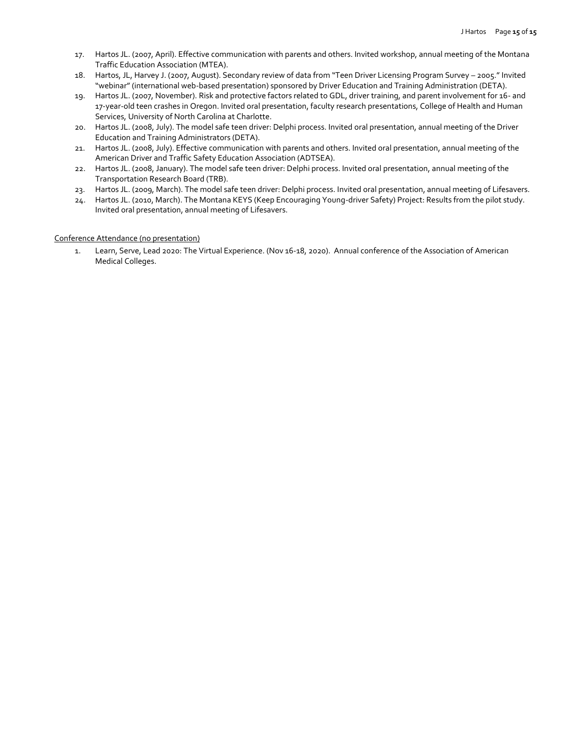17. Hartos JL. (2007, April). Effective communication with parents and others. Invited workshop, annual meeting of the Montana Traffic Education Association (MTEA).
18. Hartos, JL, Harvey J. (2007, August). Secondary review of data from "Teen Driver Licensing Program Survey – 2005." Invited "webinar" (international web-based presentation) sponsored by Driver Education and Training Administration (DETA).
19. Hartos JL. (2007, November). Risk and protective factors related to GDL, driver training, and parent involvement for 16- and 17-year-old teen crashes in Oregon. Invited oral presentation, faculty research presentations, College of Health and Human Services, University of North Carolina at Charlotte.
20. Hartos JL. (2008, July). The model safe teen driver: Delphi process. Invited oral presentation, annual meeting of the Driver Education and Training Administrators (DETA).
21. Hartos JL. (2008, July). Effective communication with parents and others. Invited oral presentation, annual meeting of the American Driver and Traffic Safety Education Association (ADTSEA).
22. Hartos JL. (2008, January). The model safe teen driver: Delphi process. Invited oral presentation, annual meeting of the Transportation Research Board (TRB).
23. Hartos JL. (2009, March). The model safe teen driver: Delphi process. Invited oral presentation, annual meeting of Lifesavers.
24. Hartos JL. (2010, March). The Montana KEYS (Keep Encouraging Young-driver Safety) Project: Results from the pilot study. Invited oral presentation, annual meeting of Lifesavers.

Conference Attendance (no presentation)

1. Learn, Serve, Lead 2020: The Virtual Experience. (Nov 16-18, 2020). Annual conference of the Association of American Medical Colleges.